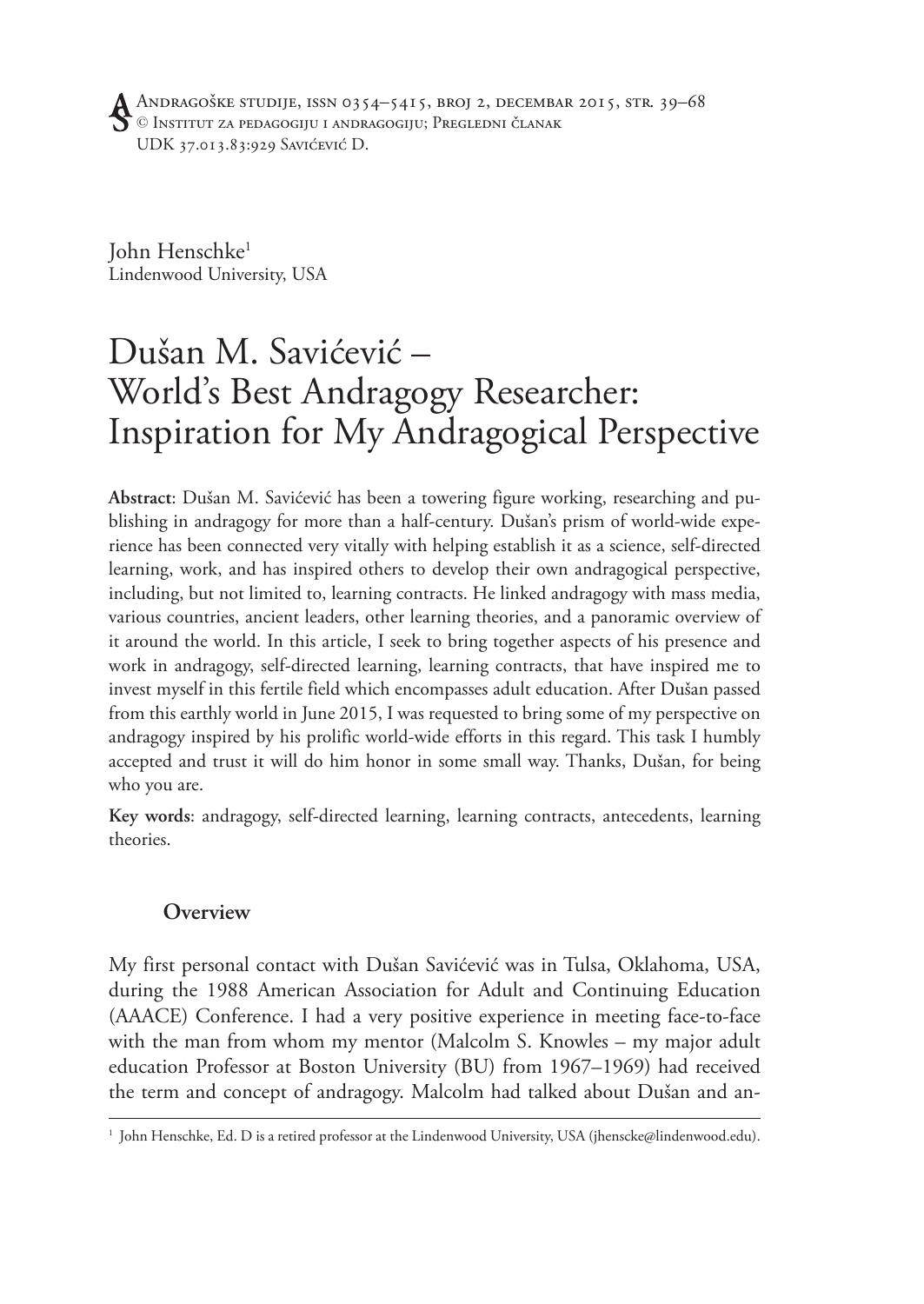John Henschke[1]
Lindenwood University, USA

# Dušan M. Savićević – World's Best Andragogy Researcher: Inspiration for My Andragogical Perspective

**Abstract**: Dušan M. Savićević has been a towering figure working, researching and publishing in andragogy for more than a half-century. Dušan's prism of world-wide experience has been connected very vitally with helping establish it as a science, self-directed learning, work, and has inspired others to develop their own andragogical perspective, including, but not limited to, learning contracts. He linked andragogy with mass media, various countries, ancient leaders, other learning theories, and a panoramic overview of it around the world. In this article, I seek to bring together aspects of his presence and work in andragogy, self-directed learning, learning contracts, that have inspired me to invest myself in this fertile field which encompasses adult education. After Dušan passed from this earthly world in June 2015, I was requested to bring some of my perspective on andragogy inspired by his prolific world-wide efforts in this regard. This task I humbly accepted and trust it will do him honor in some small way. Thanks, Dušan, for being who you are.

**Key words**: andragogy, self-directed learning, learning contracts, antecedents, learning theories.

## Overview

My first personal contact with Dušan Savićević was in Tulsa, Oklahoma, USA, during the 1988 American Association for Adult and Continuing Education (AAACE) Conference. I had a very positive experience in meeting face-to-face with the man from whom my mentor (Malcolm S. Knowles – my major adult education Professor at Boston University (BU) from 1967–1969) had received the term and concept of andragogy. Malcolm had talked about Dušan and an-

[1] John Henschke, Ed. D is a retired professor at the Lindenwood University, USA (jhenscke@lindenwood.edu).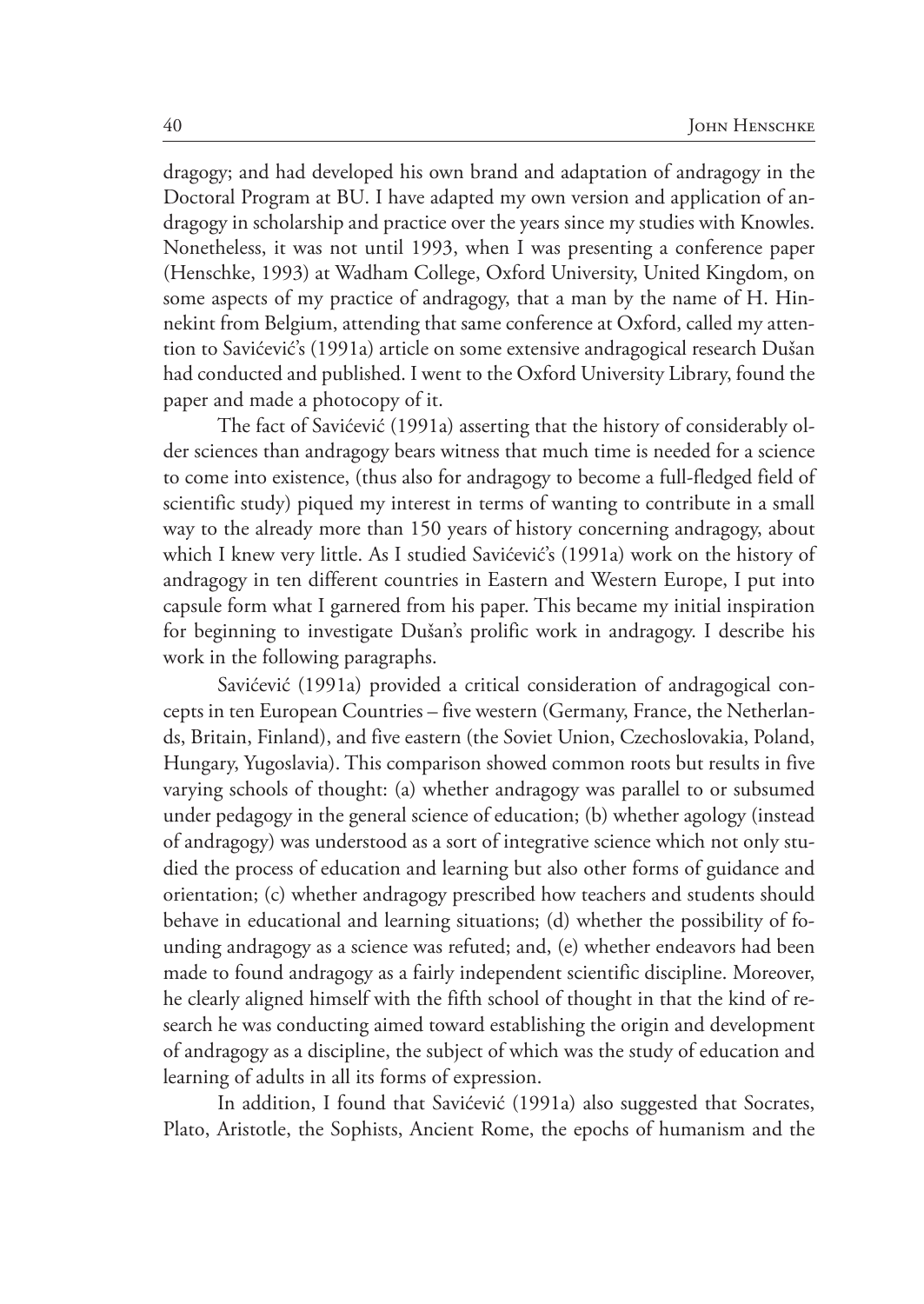dragogy; and had developed his own brand and adaptation of andragogy in the Doctoral Program at BU. I have adapted my own version and application of andragogy in scholarship and practice over the years since my studies with Knowles. Nonetheless, it was not until 1993, when I was presenting a conference paper (Henschke, 1993) at Wadham College, Oxford University, United Kingdom, on some aspects of my practice of andragogy, that a man by the name of H. Hinnekint from Belgium, attending that same conference at Oxford, called my attention to Savićević's (1991a) article on some extensive andragogical research Dušan had conducted and published. I went to the Oxford University Library, found the paper and made a photocopy of it.

The fact of Savićević (1991a) asserting that the history of considerably older sciences than andragogy bears witness that much time is needed for a science to come into existence, (thus also for andragogy to become a full-fledged field of scientific study) piqued my interest in terms of wanting to contribute in a small way to the already more than 150 years of history concerning andragogy, about which I knew very little. As I studied Savićević's (1991a) work on the history of andragogy in ten different countries in Eastern and Western Europe, I put into capsule form what I garnered from his paper. This became my initial inspiration for beginning to investigate Dušan's prolific work in andragogy. I describe his work in the following paragraphs.

Savićević (1991a) provided a critical consideration of andragogical concepts in ten European Countries – five western (Germany, France, the Netherlands, Britain, Finland), and five eastern (the Soviet Union, Czechoslovakia, Poland, Hungary, Yugoslavia). This comparison showed common roots but results in five varying schools of thought: (a) whether andragogy was parallel to or subsumed under pedagogy in the general science of education; (b) whether agology (instead of andragogy) was understood as a sort of integrative science which not only studied the process of education and learning but also other forms of guidance and orientation; (c) whether andragogy prescribed how teachers and students should behave in educational and learning situations; (d) whether the possibility of founding andragogy as a science was refuted; and, (e) whether endeavors had been made to found andragogy as a fairly independent scientific discipline. Moreover, he clearly aligned himself with the fifth school of thought in that the kind of research he was conducting aimed toward establishing the origin and development of andragogy as a discipline, the subject of which was the study of education and learning of adults in all its forms of expression.

In addition, I found that Savićević (1991a) also suggested that Socrates, Plato, Aristotle, the Sophists, Ancient Rome, the epochs of humanism and the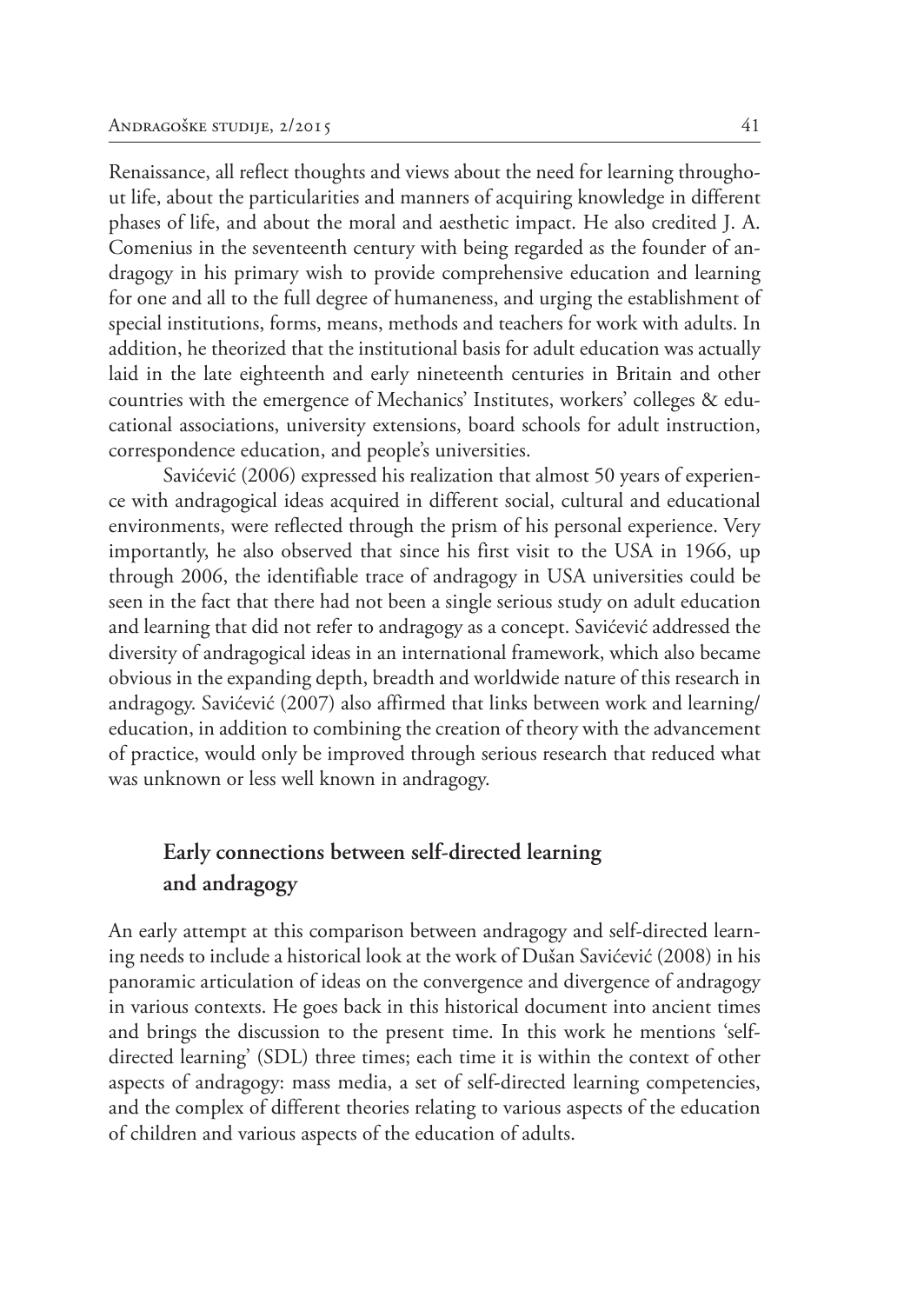Renaissance, all reflect thoughts and views about the need for learning throughout life, about the particularities and manners of acquiring knowledge in different phases of life, and about the moral and aesthetic impact. He also credited J. A. Comenius in the seventeenth century with being regarded as the founder of andragogy in his primary wish to provide comprehensive education and learning for one and all to the full degree of humaneness, and urging the establishment of special institutions, forms, means, methods and teachers for work with adults. In addition, he theorized that the institutional basis for adult education was actually laid in the late eighteenth and early nineteenth centuries in Britain and other countries with the emergence of Mechanics' Institutes, workers' colleges & educational associations, university extensions, board schools for adult instruction, correspondence education, and people's universities.

Savićević (2006) expressed his realization that almost 50 years of experience with andragogical ideas acquired in different social, cultural and educational environments, were reflected through the prism of his personal experience. Very importantly, he also observed that since his first visit to the USA in 1966, up through 2006, the identifiable trace of andragogy in USA universities could be seen in the fact that there had not been a single serious study on adult education and learning that did not refer to andragogy as a concept. Savićević addressed the diversity of andragogical ideas in an international framework, which also became obvious in the expanding depth, breadth and worldwide nature of this research in andragogy. Savićević (2007) also affirmed that links between work and learning/education, in addition to combining the creation of theory with the advancement of practice, would only be improved through serious research that reduced what was unknown or less well known in andragogy.

## Early connections between self-directed learning and andragogy

An early attempt at this comparison between andragogy and self-directed learning needs to include a historical look at the work of Dušan Savićević (2008) in his panoramic articulation of ideas on the convergence and divergence of andragogy in various contexts. He goes back in this historical document into ancient times and brings the discussion to the present time. In this work he mentions 'self-directed learning' (SDL) three times; each time it is within the context of other aspects of andragogy: mass media, a set of self-directed learning competencies, and the complex of different theories relating to various aspects of the education of children and various aspects of the education of adults.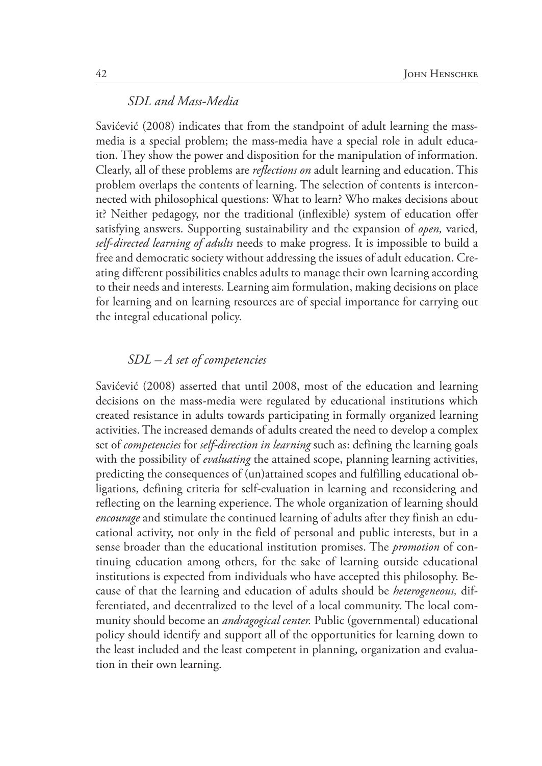### *SDL and Mass-Media*

Savićević (2008) indicates that from the standpoint of adult learning the mass-media is a special problem; the mass-media have a special role in adult education. They show the power and disposition for the manipulation of information. Clearly, all of these problems are *reflections on* adult learning and education. This problem overlaps the contents of learning. The selection of contents is interconnected with philosophical questions: What to learn? Who makes decisions about it? Neither pedagogy, nor the traditional (inflexible) system of education offer satisfying answers. Supporting sustainability and the expansion of *open,* varied, *self-directed learning of adults* needs to make progress. It is impossible to build a free and democratic society without addressing the issues of adult education. Creating different possibilities enables adults to manage their own learning according to their needs and interests. Learning aim formulation, making decisions on place for learning and on learning resources are of special importance for carrying out the integral educational policy.

### *SDL – A set of competencies*

Savićević (2008) asserted that until 2008, most of the education and learning decisions on the mass-media were regulated by educational institutions which created resistance in adults towards participating in formally organized learning activities. The increased demands of adults created the need to develop a complex set of *competencies* for *self-direction in learning* such as: defining the learning goals with the possibility of *evaluating* the attained scope, planning learning activities, predicting the consequences of (un)attained scopes and fulfilling educational obligations, defining criteria for self-evaluation in learning and reconsidering and reflecting on the learning experience. The whole organization of learning should *encourage* and stimulate the continued learning of adults after they finish an educational activity, not only in the field of personal and public interests, but in a sense broader than the educational institution promises. The *promotion* of continuing education among others, for the sake of learning outside educational institutions is expected from individuals who have accepted this philosophy. Because of that the learning and education of adults should be *heterogeneous,* differentiated, and decentralized to the level of a local community. The local community should become an *andragogical center.* Public (governmental) educational policy should identify and support all of the opportunities for learning down to the least included and the least competent in planning, organization and evaluation in their own learning.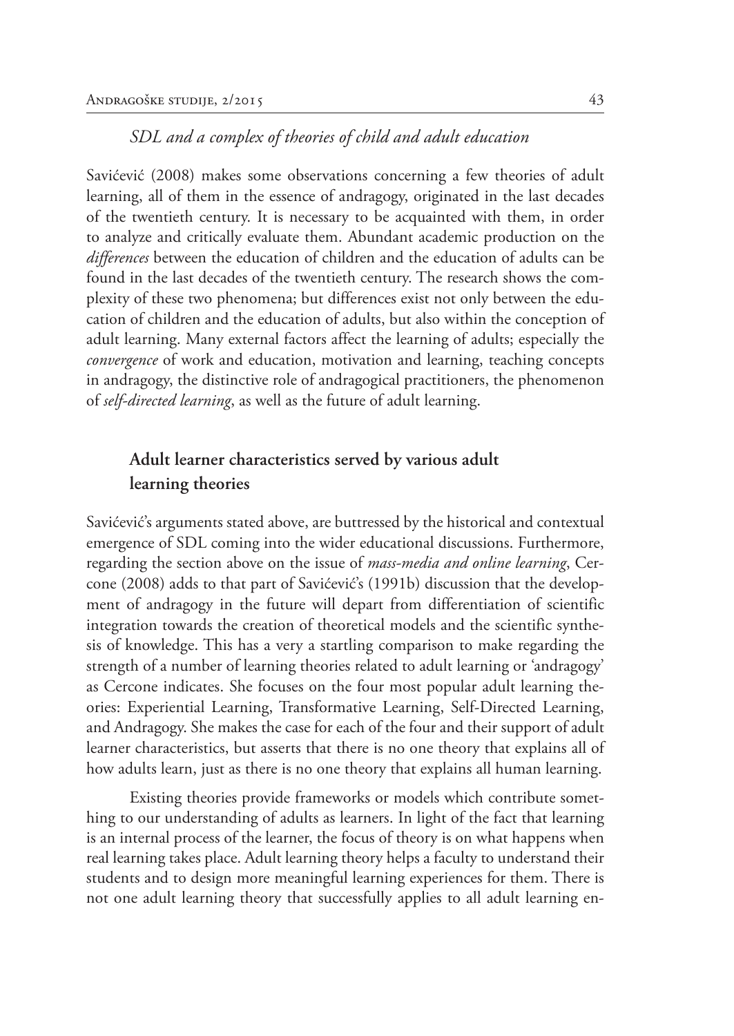*SDL and a complex of theories of child and adult education*

Savićević (2008) makes some observations concerning a few theories of adult learning, all of them in the essence of andragogy, originated in the last decades of the twentieth century. It is necessary to be acquainted with them, in order to analyze and critically evaluate them. Abundant academic production on the *differences* between the education of children and the education of adults can be found in the last decades of the twentieth century. The research shows the complexity of these two phenomena; but differences exist not only between the education of children and the education of adults, but also within the conception of adult learning. Many external factors affect the learning of adults; especially the *convergence* of work and education, motivation and learning, teaching concepts in andragogy, the distinctive role of andragogical practitioners, the phenomenon of *self-directed learning*, as well as the future of adult learning.

## Adult learner characteristics served by various adult learning theories

Savićević's arguments stated above, are buttressed by the historical and contextual emergence of SDL coming into the wider educational discussions. Furthermore, regarding the section above on the issue of *mass-media and online learning*, Cercone (2008) adds to that part of Savićević's (1991b) discussion that the development of andragogy in the future will depart from differentiation of scientific integration towards the creation of theoretical models and the scientific synthesis of knowledge. This has a very a startling comparison to make regarding the strength of a number of learning theories related to adult learning or 'andragogy' as Cercone indicates. She focuses on the four most popular adult learning theories: Experiential Learning, Transformative Learning, Self-Directed Learning, and Andragogy. She makes the case for each of the four and their support of adult learner characteristics, but asserts that there is no one theory that explains all of how adults learn, just as there is no one theory that explains all human learning.

Existing theories provide frameworks or models which contribute something to our understanding of adults as learners. In light of the fact that learning is an internal process of the learner, the focus of theory is on what happens when real learning takes place. Adult learning theory helps a faculty to understand their students and to design more meaningful learning experiences for them. There is not one adult learning theory that successfully applies to all adult learning en-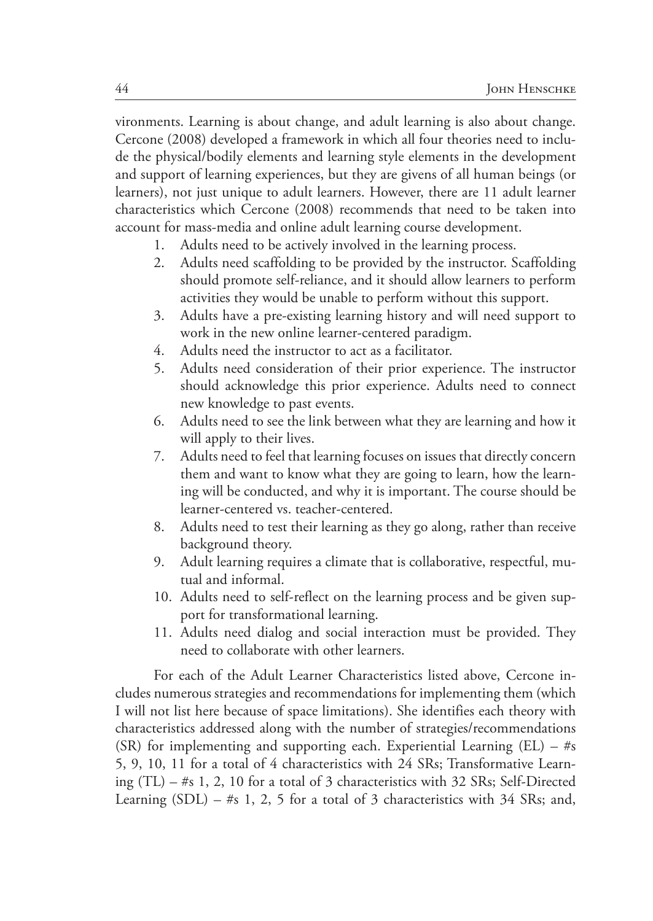vironments. Learning is about change, and adult learning is also about change. Cercone (2008) developed a framework in which all four theories need to include the physical/bodily elements and learning style elements in the development and support of learning experiences, but they are givens of all human beings (or learners), not just unique to adult learners. However, there are 11 adult learner characteristics which Cercone (2008) recommends that need to be taken into account for mass-media and online adult learning course development.

1. Adults need to be actively involved in the learning process.
2. Adults need scaffolding to be provided by the instructor. Scaffolding should promote self-reliance, and it should allow learners to perform activities they would be unable to perform without this support.
3. Adults have a pre-existing learning history and will need support to work in the new online learner-centered paradigm.
4. Adults need the instructor to act as a facilitator.
5. Adults need consideration of their prior experience. The instructor should acknowledge this prior experience. Adults need to connect new knowledge to past events.
6. Adults need to see the link between what they are learning and how it will apply to their lives.
7. Adults need to feel that learning focuses on issues that directly concern them and want to know what they are going to learn, how the learning will be conducted, and why it is important. The course should be learner-centered vs. teacher-centered.
8. Adults need to test their learning as they go along, rather than receive background theory.
9. Adult learning requires a climate that is collaborative, respectful, mutual and informal.
10. Adults need to self-reflect on the learning process and be given support for transformational learning.
11. Adults need dialog and social interaction must be provided. They need to collaborate with other learners.

For each of the Adult Learner Characteristics listed above, Cercone includes numerous strategies and recommendations for implementing them (which I will not list here because of space limitations). She identifies each theory with characteristics addressed along with the number of strategies/recommendations (SR) for implementing and supporting each. Experiential Learning (EL) – #s 5, 9, 10, 11 for a total of 4 characteristics with 24 SRs; Transformative Learning (TL) – #s 1, 2, 10 for a total of 3 characteristics with 32 SRs; Self-Directed Learning (SDL) – #s 1, 2, 5 for a total of 3 characteristics with 34 SRs; and,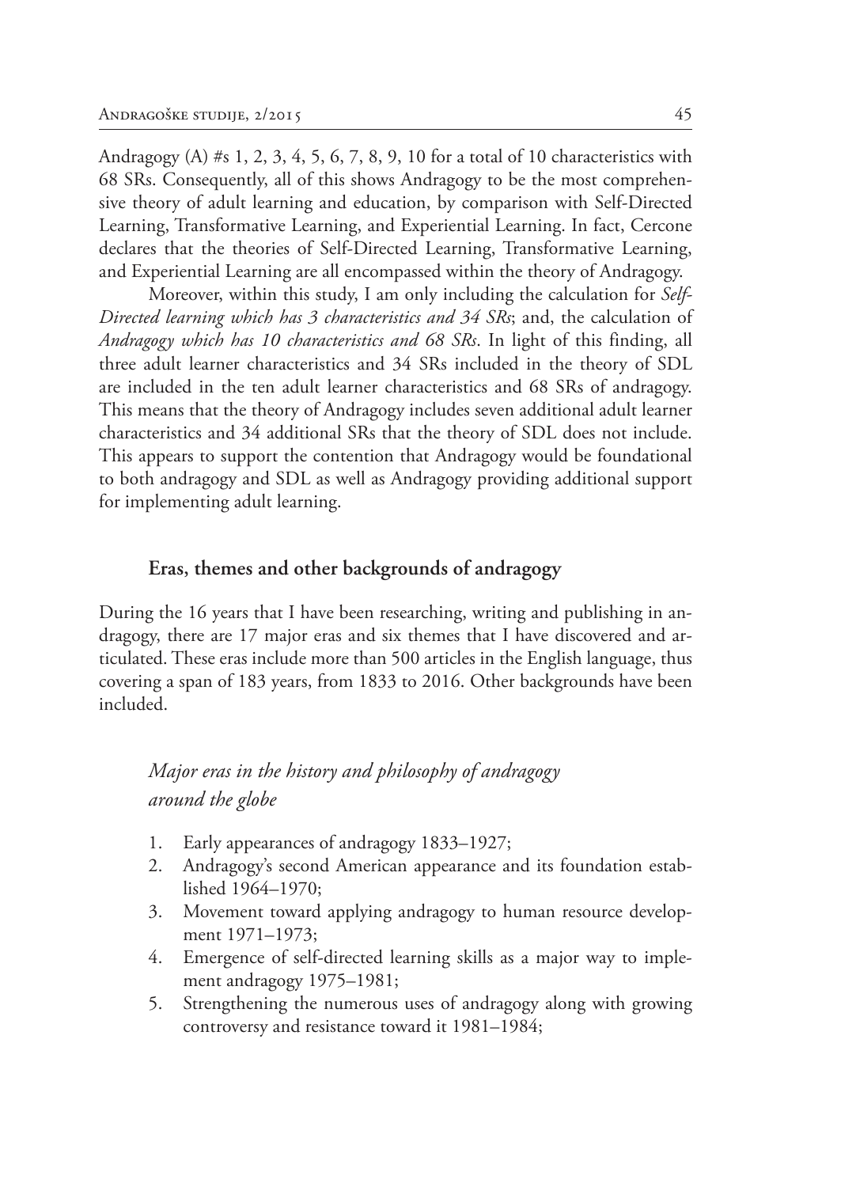Andragogy (A) #s 1, 2, 3, 4, 5, 6, 7, 8, 9, 10 for a total of 10 characteristics with 68 SRs. Consequently, all of this shows Andragogy to be the most comprehensive theory of adult learning and education, by comparison with Self-Directed Learning, Transformative Learning, and Experiential Learning. In fact, Cercone declares that the theories of Self-Directed Learning, Transformative Learning, and Experiential Learning are all encompassed within the theory of Andragogy.

Moreover, within this study, I am only including the calculation for *Self-Directed learning which has 3 characteristics and 34 SRs*; and, the calculation of *Andragogy which has 10 characteristics and 68 SRs*. In light of this finding, all three adult learner characteristics and 34 SRs included in the theory of SDL are included in the ten adult learner characteristics and 68 SRs of andragogy. This means that the theory of Andragogy includes seven additional adult learner characteristics and 34 additional SRs that the theory of SDL does not include. This appears to support the contention that Andragogy would be foundational to both andragogy and SDL as well as Andragogy providing additional support for implementing adult learning.

## Eras, themes and other backgrounds of andragogy

During the 16 years that I have been researching, writing and publishing in andragogy, there are 17 major eras and six themes that I have discovered and articulated. These eras include more than 500 articles in the English language, thus covering a span of 183 years, from 1833 to 2016. Other backgrounds have been included.

### *Major eras in the history and philosophy of andragogy around the globe*

1. Early appearances of andragogy 1833–1927;
2. Andragogy's second American appearance and its foundation established 1964–1970;
3. Movement toward applying andragogy to human resource development 1971–1973;
4. Emergence of self-directed learning skills as a major way to implement andragogy 1975–1981;
5. Strengthening the numerous uses of andragogy along with growing controversy and resistance toward it 1981–1984;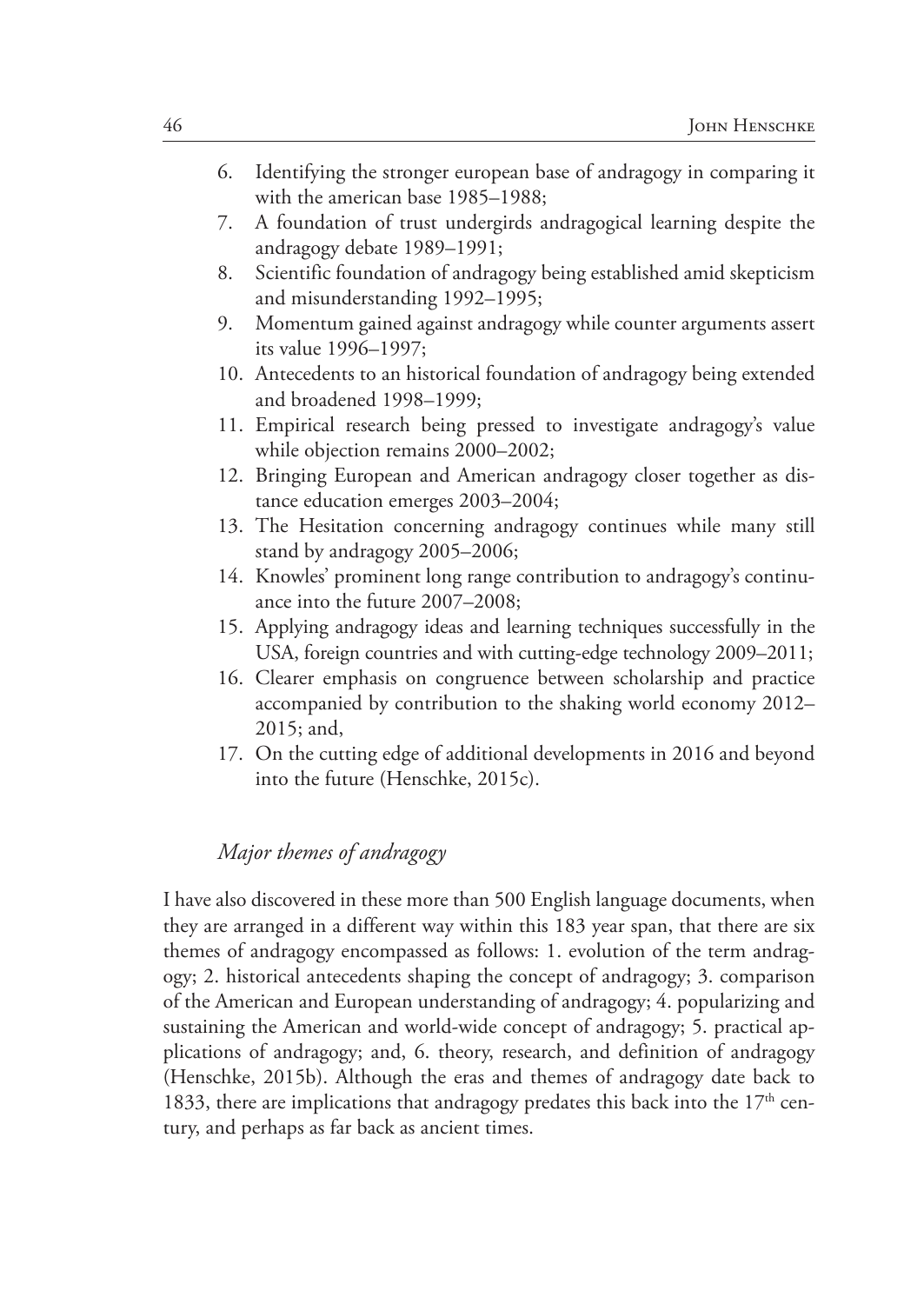6. Identifying the stronger european base of andragogy in comparing it with the american base 1985–1988;
7. A foundation of trust undergirds andragogical learning despite the andragogy debate 1989–1991;
8. Scientific foundation of andragogy being established amid skepticism and misunderstanding 1992–1995;
9. Momentum gained against andragogy while counter arguments assert its value 1996–1997;
10. Antecedents to an historical foundation of andragogy being extended and broadened 1998–1999;
11. Empirical research being pressed to investigate andragogy's value while objection remains 2000–2002;
12. Bringing European and American andragogy closer together as distance education emerges 2003–2004;
13. The Hesitation concerning andragogy continues while many still stand by andragogy 2005–2006;
14. Knowles' prominent long range contribution to andragogy's continuance into the future 2007–2008;
15. Applying andragogy ideas and learning techniques successfully in the USA, foreign countries and with cutting-edge technology 2009–2011;
16. Clearer emphasis on congruence between scholarship and practice accompanied by contribution to the shaking world economy 2012–2015; and,
17. On the cutting edge of additional developments in 2016 and beyond into the future (Henschke, 2015c).

### *Major themes of andragogy*

I have also discovered in these more than 500 English language documents, when they are arranged in a different way within this 183 year span, that there are six themes of andragogy encompassed as follows: 1. evolution of the term andragogy; 2. historical antecedents shaping the concept of andragogy; 3. comparison of the American and European understanding of andragogy; 4. popularizing and sustaining the American and world-wide concept of andragogy; 5. practical applications of andragogy; and, 6. theory, research, and definition of andragogy (Henschke, 2015b). Although the eras and themes of andragogy date back to 1833, there are implications that andragogy predates this back into the 17th century, and perhaps as far back as ancient times.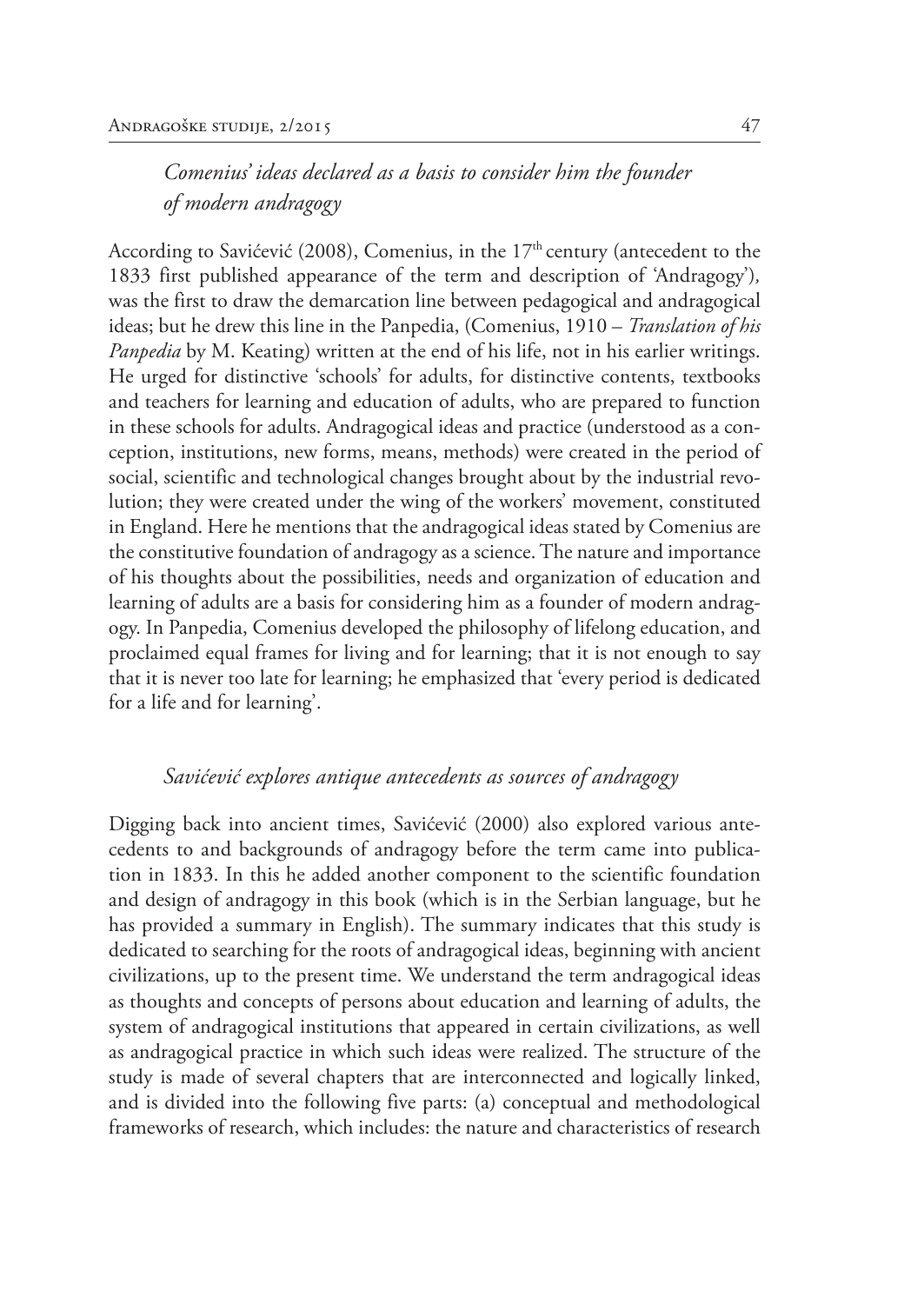### *Comenius' ideas declared as a basis to consider him the founder of modern andragogy*

According to Savićević (2008), Comenius, in the 17th century (antecedent to the 1833 first published appearance of the term and description of 'Andragogy'), was the first to draw the demarcation line between pedagogical and andragogical ideas; but he drew this line in the Panpedia, (Comenius, 1910 – *Translation of his Panpedia* by M. Keating) written at the end of his life, not in his earlier writings. He urged for distinctive 'schools' for adults, for distinctive contents, textbooks and teachers for learning and education of adults, who are prepared to function in these schools for adults. Andragogical ideas and practice (understood as a conception, institutions, new forms, means, methods) were created in the period of social, scientific and technological changes brought about by the industrial revolution; they were created under the wing of the workers' movement, constituted in England. Here he mentions that the andragogical ideas stated by Comenius are the constitutive foundation of andragogy as a science. The nature and importance of his thoughts about the possibilities, needs and organization of education and learning of adults are a basis for considering him as a founder of modern andragogy. In Panpedia, Comenius developed the philosophy of lifelong education, and proclaimed equal frames for living and for learning; that it is not enough to say that it is never too late for learning; he emphasized that 'every period is dedicated for a life and for learning'.

### *Savićević explores antique antecedents as sources of andragogy*

Digging back into ancient times, Savićević (2000) also explored various antecedents to and backgrounds of andragogy before the term came into publication in 1833. In this he added another component to the scientific foundation and design of andragogy in this book (which is in the Serbian language, but he has provided a summary in English). The summary indicates that this study is dedicated to searching for the roots of andragogical ideas, beginning with ancient civilizations, up to the present time. We understand the term andragogical ideas as thoughts and concepts of persons about education and learning of adults, the system of andragogical institutions that appeared in certain civilizations, as well as andragogical practice in which such ideas were realized. The structure of the study is made of several chapters that are interconnected and logically linked, and is divided into the following five parts: (a) conceptual and methodological frameworks of research, which includes: the nature and characteristics of research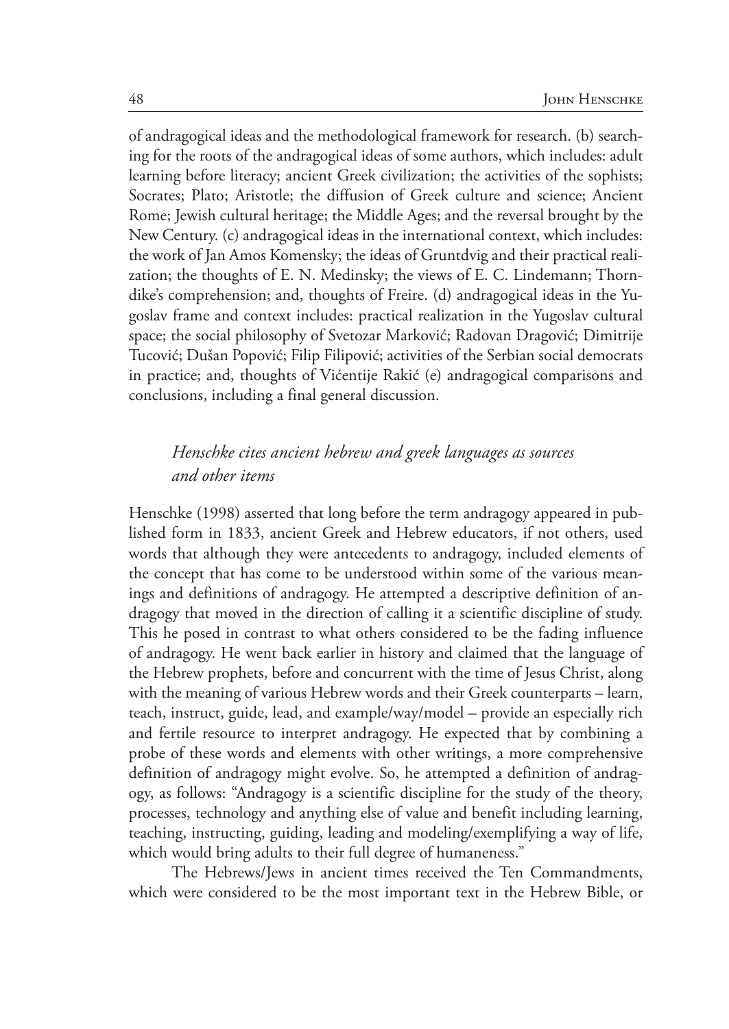of andragogical ideas and the methodological framework for research. (b) searching for the roots of the andragogical ideas of some authors, which includes: adult learning before literacy; ancient Greek civilization; the activities of the sophists; Socrates; Plato; Aristotle; the diffusion of Greek culture and science; Ancient Rome; Jewish cultural heritage; the Middle Ages; and the reversal brought by the New Century. (c) andragogical ideas in the international context, which includes: the work of Jan Amos Komensky; the ideas of Gruntdvig and their practical realization; the thoughts of E. N. Medinsky; the views of E. C. Lindemann; Thorndike's comprehension; and, thoughts of Freire. (d) andragogical ideas in the Yugoslav frame and context includes: practical realization in the Yugoslav cultural space; the social philosophy of Svetozar Marković; Radovan Dragović; Dimitrije Tucović; Dušan Popović; Filip Filipović; activities of the Serbian social democrats in practice; and, thoughts of Vićentije Rakić (e) andragogical comparisons and conclusions, including a final general discussion.

### *Henschke cites ancient hebrew and greek languages as sources and other items*

Henschke (1998) asserted that long before the term andragogy appeared in published form in 1833, ancient Greek and Hebrew educators, if not others, used words that although they were antecedents to andragogy, included elements of the concept that has come to be understood within some of the various meanings and definitions of andragogy. He attempted a descriptive definition of andragogy that moved in the direction of calling it a scientific discipline of study. This he posed in contrast to what others considered to be the fading influence of andragogy. He went back earlier in history and claimed that the language of the Hebrew prophets, before and concurrent with the time of Jesus Christ, along with the meaning of various Hebrew words and their Greek counterparts – learn, teach, instruct, guide, lead, and example/way/model – provide an especially rich and fertile resource to interpret andragogy. He expected that by combining a probe of these words and elements with other writings, a more comprehensive definition of andragogy might evolve. So, he attempted a definition of andragogy, as follows: "Andragogy is a scientific discipline for the study of the theory, processes, technology and anything else of value and benefit including learning, teaching, instructing, guiding, leading and modeling/exemplifying a way of life, which would bring adults to their full degree of humaneness."

The Hebrews/Jews in ancient times received the Ten Commandments, which were considered to be the most important text in the Hebrew Bible, or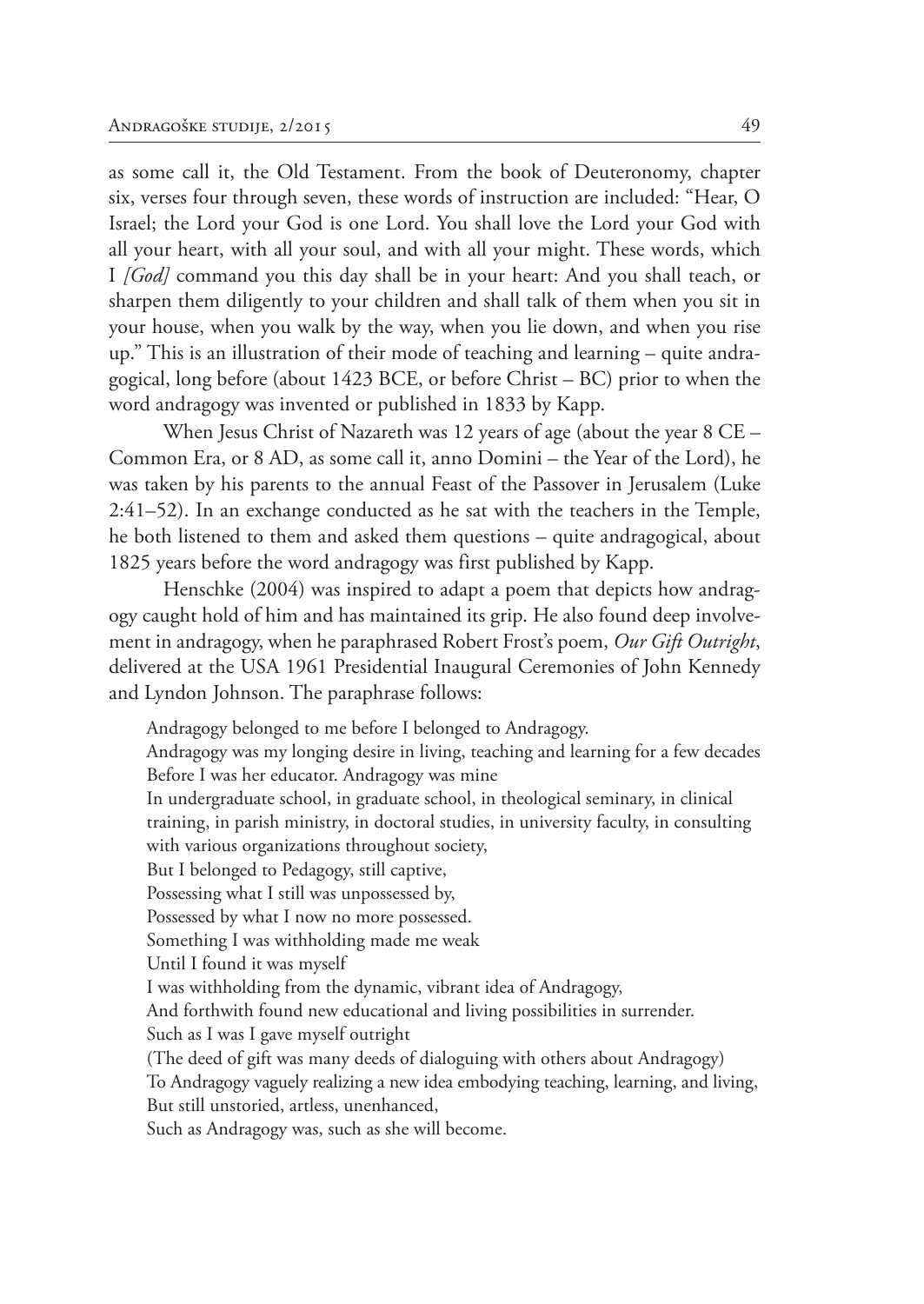as some call it, the Old Testament. From the book of Deuteronomy, chapter six, verses four through seven, these words of instruction are included: "Hear, O Israel; the Lord your God is one Lord. You shall love the Lord your God with all your heart, with all your soul, and with all your might. These words, which I *[God]* command you this day shall be in your heart: And you shall teach, or sharpen them diligently to your children and shall talk of them when you sit in your house, when you walk by the way, when you lie down, and when you rise up." This is an illustration of their mode of teaching and learning – quite andragogical, long before (about 1423 BCE, or before Christ – BC) prior to when the word andragogy was invented or published in 1833 by Kapp.

When Jesus Christ of Nazareth was 12 years of age (about the year 8 CE – Common Era, or 8 AD, as some call it, anno Domini – the Year of the Lord), he was taken by his parents to the annual Feast of the Passover in Jerusalem (Luke 2:41–52). In an exchange conducted as he sat with the teachers in the Temple, he both listened to them and asked them questions – quite andragogical, about 1825 years before the word andragogy was first published by Kapp.

Henschke (2004) was inspired to adapt a poem that depicts how andragogy caught hold of him and has maintained its grip. He also found deep involvement in andragogy, when he paraphrased Robert Frost's poem, *Our Gift Outright*, delivered at the USA 1961 Presidential Inaugural Ceremonies of John Kennedy and Lyndon Johnson. The paraphrase follows:

> Andragogy belonged to me before I belonged to Andragogy.
> Andragogy was my longing desire in living, teaching and learning for a few decades
> Before I was her educator. Andragogy was mine
> In undergraduate school, in graduate school, in theological seminary, in clinical training, in parish ministry, in doctoral studies, in university faculty, in consulting with various organizations throughout society,
> But I belonged to Pedagogy, still captive,
> Possessing what I still was unpossessed by,
> Possessed by what I now no more possessed.
> Something I was withholding made me weak
> Until I found it was myself
> I was withholding from the dynamic, vibrant idea of Andragogy,
> And forthwith found new educational and living possibilities in surrender.
> Such as I was I gave myself outright
> (The deed of gift was many deeds of dialoguing with others about Andragogy)
> To Andragogy vaguely realizing a new idea embodying teaching, learning, and living,
> But still unstoried, artless, unenhanced,
> Such as Andragogy was, such as she will become.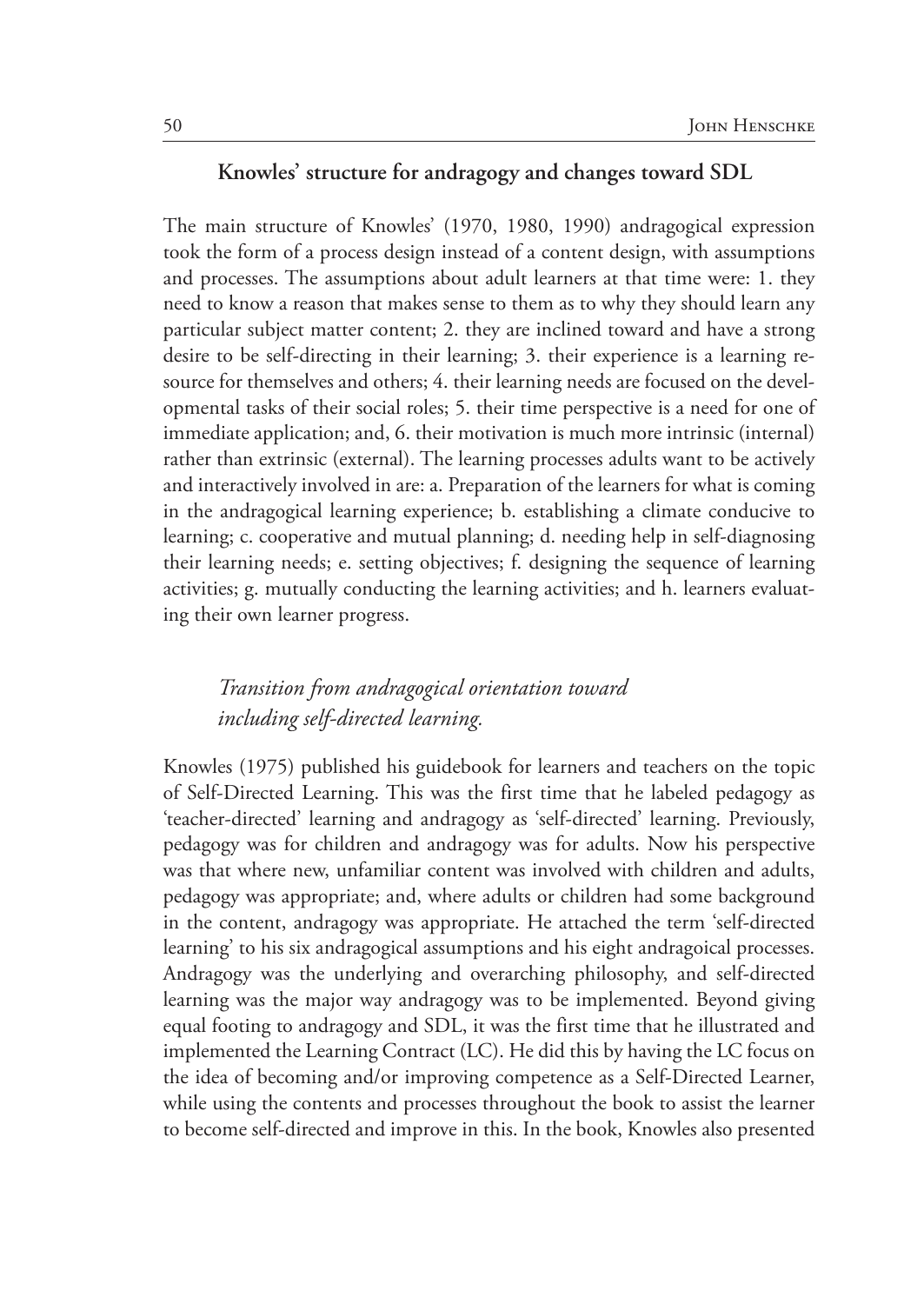## Knowles' structure for andragogy and changes toward SDL

The main structure of Knowles' (1970, 1980, 1990) andragogical expression took the form of a process design instead of a content design, with assumptions and processes. The assumptions about adult learners at that time were: 1. they need to know a reason that makes sense to them as to why they should learn any particular subject matter content; 2. they are inclined toward and have a strong desire to be self-directing in their learning; 3. their experience is a learning resource for themselves and others; 4. their learning needs are focused on the developmental tasks of their social roles; 5. their time perspective is a need for one of immediate application; and, 6. their motivation is much more intrinsic (internal) rather than extrinsic (external). The learning processes adults want to be actively and interactively involved in are: a. Preparation of the learners for what is coming in the andragogical learning experience; b. establishing a climate conducive to learning; c. cooperative and mutual planning; d. needing help in self-diagnosing their learning needs; e. setting objectives; f. designing the sequence of learning activities; g. mutually conducting the learning activities; and h. learners evaluating their own learner progress.

### *Transition from andragogical orientation toward including self-directed learning.*

Knowles (1975) published his guidebook for learners and teachers on the topic of Self-Directed Learning. This was the first time that he labeled pedagogy as 'teacher-directed' learning and andragogy as 'self-directed' learning. Previously, pedagogy was for children and andragogy was for adults. Now his perspective was that where new, unfamiliar content was involved with children and adults, pedagogy was appropriate; and, where adults or children had some background in the content, andragogy was appropriate. He attached the term 'self-directed learning' to his six andragogical assumptions and his eight andragoical processes. Andragogy was the underlying and overarching philosophy, and self-directed learning was the major way andragogy was to be implemented. Beyond giving equal footing to andragogy and SDL, it was the first time that he illustrated and implemented the Learning Contract (LC). He did this by having the LC focus on the idea of becoming and/or improving competence as a Self-Directed Learner, while using the contents and processes throughout the book to assist the learner to become self-directed and improve in this. In the book, Knowles also presented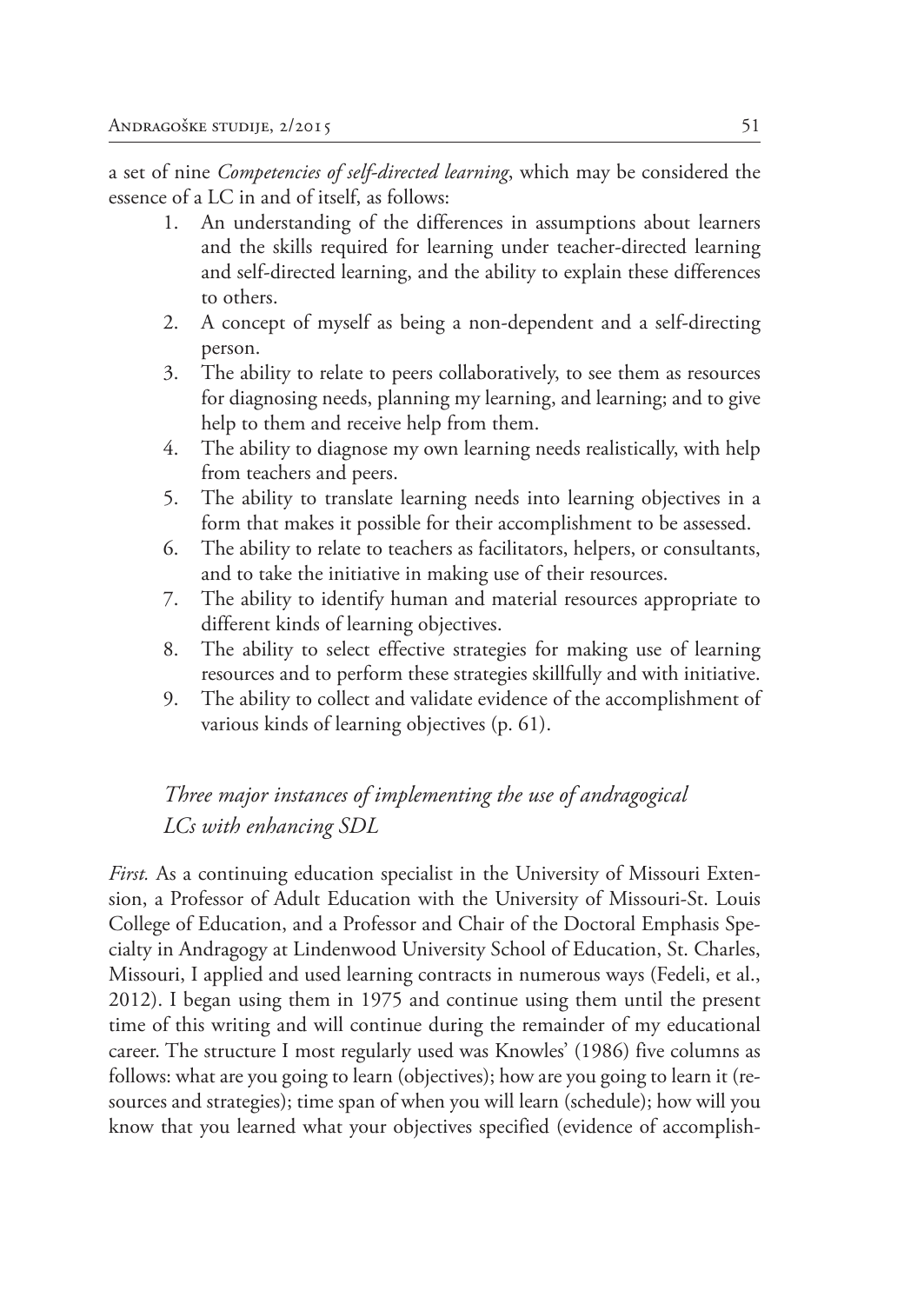a set of nine *Competencies of self-directed learning*, which may be considered the essence of a LC in and of itself, as follows:

1. An understanding of the differences in assumptions about learners and the skills required for learning under teacher-directed learning and self-directed learning, and the ability to explain these differences to others.
2. A concept of myself as being a non-dependent and a self-directing person.
3. The ability to relate to peers collaboratively, to see them as resources for diagnosing needs, planning my learning, and learning; and to give help to them and receive help from them.
4. The ability to diagnose my own learning needs realistically, with help from teachers and peers.
5. The ability to translate learning needs into learning objectives in a form that makes it possible for their accomplishment to be assessed.
6. The ability to relate to teachers as facilitators, helpers, or consultants, and to take the initiative in making use of their resources.
7. The ability to identify human and material resources appropriate to different kinds of learning objectives.
8. The ability to select effective strategies for making use of learning resources and to perform these strategies skillfully and with initiative.
9. The ability to collect and validate evidence of the accomplishment of various kinds of learning objectives (p. 61).

### *Three major instances of implementing the use of andragogical LCs with enhancing SDL*

*First.* As a continuing education specialist in the University of Missouri Extension, a Professor of Adult Education with the University of Missouri-St. Louis College of Education, and a Professor and Chair of the Doctoral Emphasis Specialty in Andragogy at Lindenwood University School of Education, St. Charles, Missouri, I applied and used learning contracts in numerous ways (Fedeli, et al., 2012). I began using them in 1975 and continue using them until the present time of this writing and will continue during the remainder of my educational career. The structure I most regularly used was Knowles' (1986) five columns as follows: what are you going to learn (objectives); how are you going to learn it (resources and strategies); time span of when you will learn (schedule); how will you know that you learned what your objectives specified (evidence of accomplish-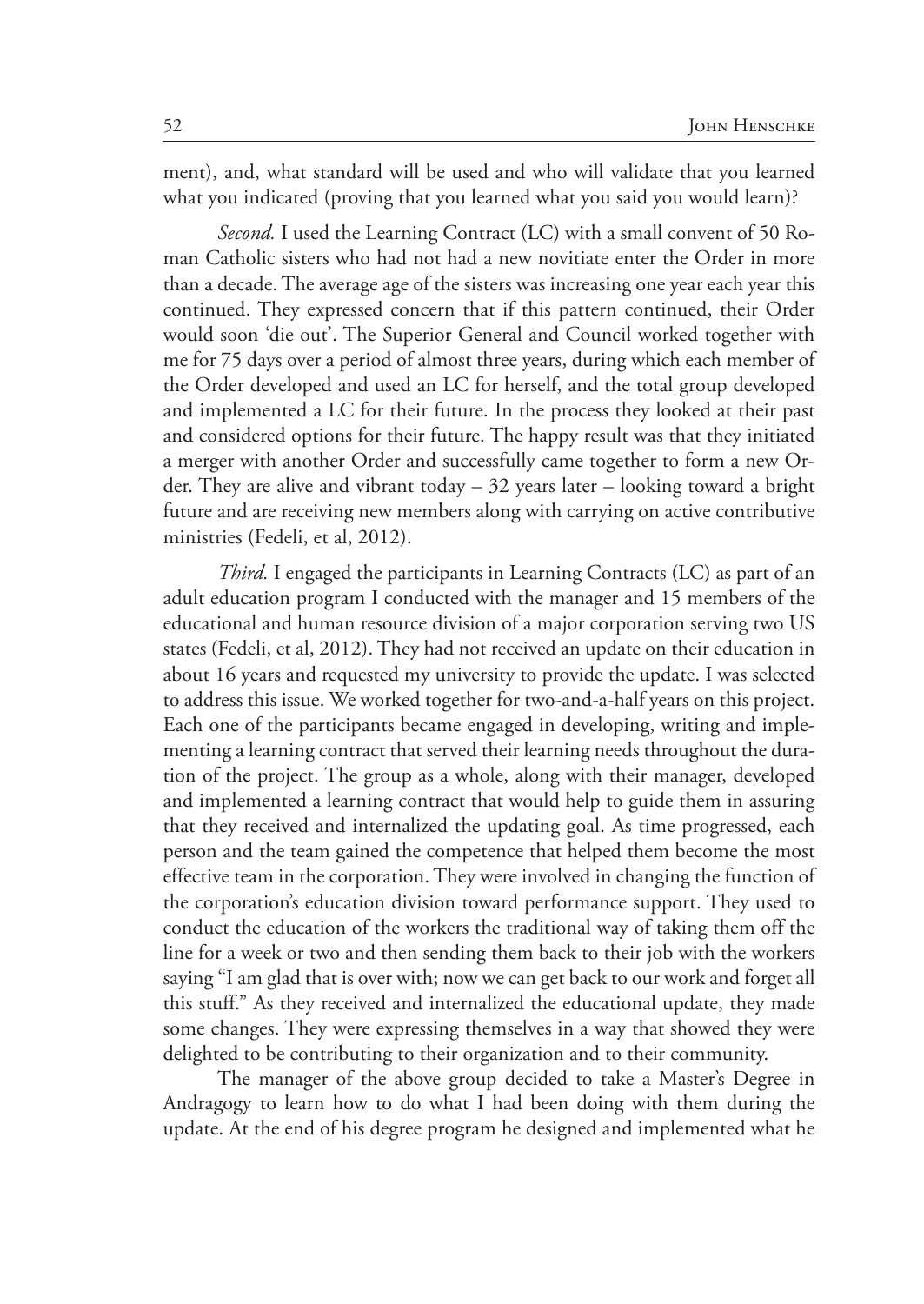ment), and, what standard will be used and who will validate that you learned what you indicated (proving that you learned what you said you would learn)?

*Second.* I used the Learning Contract (LC) with a small convent of 50 Roman Catholic sisters who had not had a new novitiate enter the Order in more than a decade. The average age of the sisters was increasing one year each year this continued. They expressed concern that if this pattern continued, their Order would soon 'die out'. The Superior General and Council worked together with me for 75 days over a period of almost three years, during which each member of the Order developed and used an LC for herself, and the total group developed and implemented a LC for their future. In the process they looked at their past and considered options for their future. The happy result was that they initiated a merger with another Order and successfully came together to form a new Order. They are alive and vibrant today – 32 years later – looking toward a bright future and are receiving new members along with carrying on active contributive ministries (Fedeli, et al, 2012).

*Third.* I engaged the participants in Learning Contracts (LC) as part of an adult education program I conducted with the manager and 15 members of the educational and human resource division of a major corporation serving two US states (Fedeli, et al, 2012). They had not received an update on their education in about 16 years and requested my university to provide the update. I was selected to address this issue. We worked together for two-and-a-half years on this project. Each one of the participants became engaged in developing, writing and implementing a learning contract that served their learning needs throughout the duration of the project. The group as a whole, along with their manager, developed and implemented a learning contract that would help to guide them in assuring that they received and internalized the updating goal. As time progressed, each person and the team gained the competence that helped them become the most effective team in the corporation. They were involved in changing the function of the corporation's education division toward performance support. They used to conduct the education of the workers the traditional way of taking them off the line for a week or two and then sending them back to their job with the workers saying "I am glad that is over with; now we can get back to our work and forget all this stuff." As they received and internalized the educational update, they made some changes. They were expressing themselves in a way that showed they were delighted to be contributing to their organization and to their community.

The manager of the above group decided to take a Master's Degree in Andragogy to learn how to do what I had been doing with them during the update. At the end of his degree program he designed and implemented what he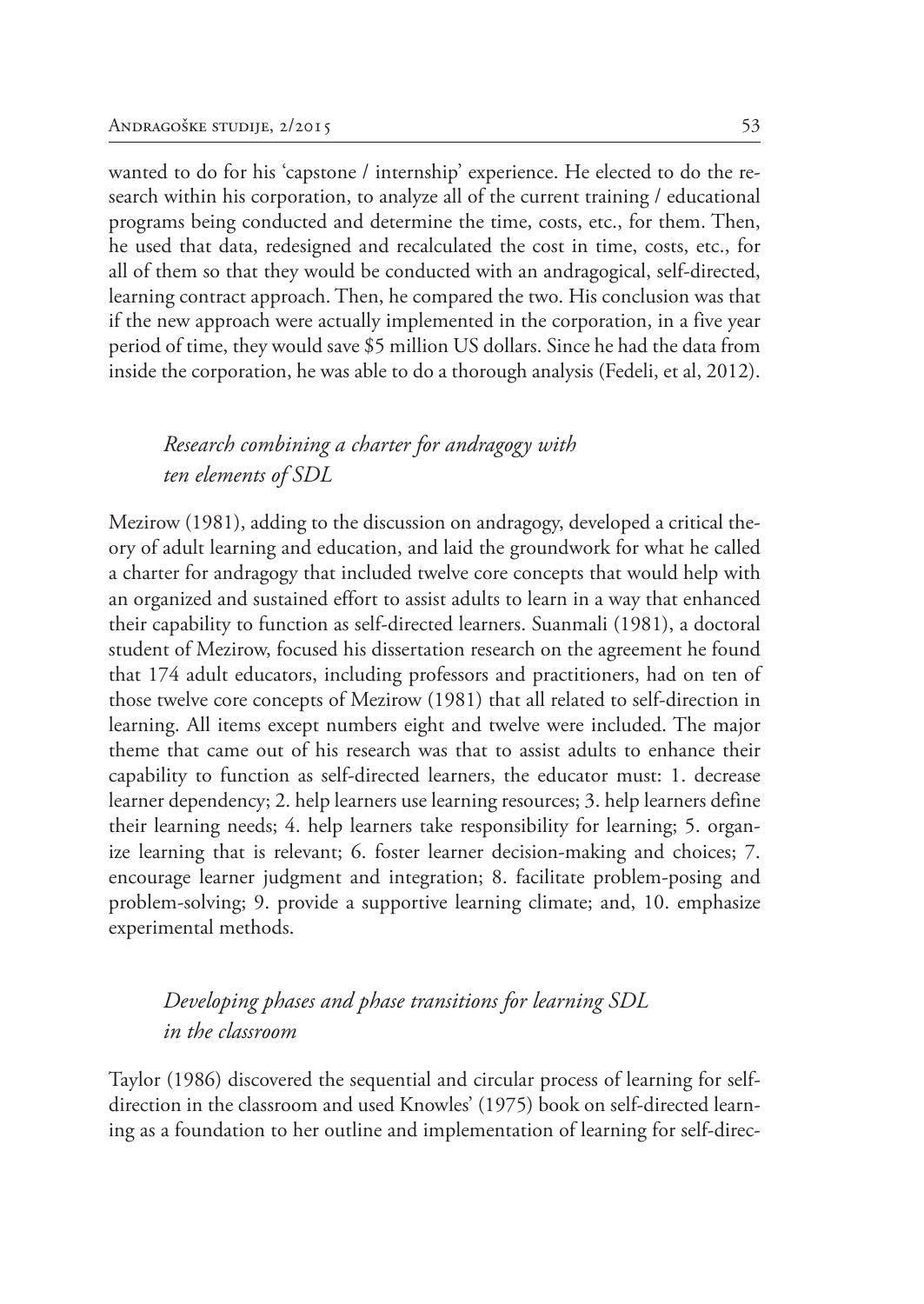wanted to do for his 'capstone / internship' experience. He elected to do the research within his corporation, to analyze all of the current training / educational programs being conducted and determine the time, costs, etc., for them. Then, he used that data, redesigned and recalculated the cost in time, costs, etc., for all of them so that they would be conducted with an andragogical, self-directed, learning contract approach. Then, he compared the two. His conclusion was that if the new approach were actually implemented in the corporation, in a five year period of time, they would save $5 million US dollars. Since he had the data from inside the corporation, he was able to do a thorough analysis (Fedeli, et al, 2012).

### *Research combining a charter for andragogy with ten elements of SDL*

Mezirow (1981), adding to the discussion on andragogy, developed a critical theory of adult learning and education, and laid the groundwork for what he called a charter for andragogy that included twelve core concepts that would help with an organized and sustained effort to assist adults to learn in a way that enhanced their capability to function as self-directed learners. Suanmali (1981), a doctoral student of Mezirow, focused his dissertation research on the agreement he found that 174 adult educators, including professors and practitioners, had on ten of those twelve core concepts of Mezirow (1981) that all related to self-direction in learning. All items except numbers eight and twelve were included. The major theme that came out of his research was that to assist adults to enhance their capability to function as self-directed learners, the educator must: 1. decrease learner dependency; 2. help learners use learning resources; 3. help learners define their learning needs; 4. help learners take responsibility for learning; 5. organize learning that is relevant; 6. foster learner decision-making and choices; 7. encourage learner judgment and integration; 8. facilitate problem-posing and problem-solving; 9. provide a supportive learning climate; and, 10. emphasize experimental methods.

### *Developing phases and phase transitions for learning SDL in the classroom*

Taylor (1986) discovered the sequential and circular process of learning for self-direction in the classroom and used Knowles' (1975) book on self-directed learning as a foundation to her outline and implementation of learning for self-direc-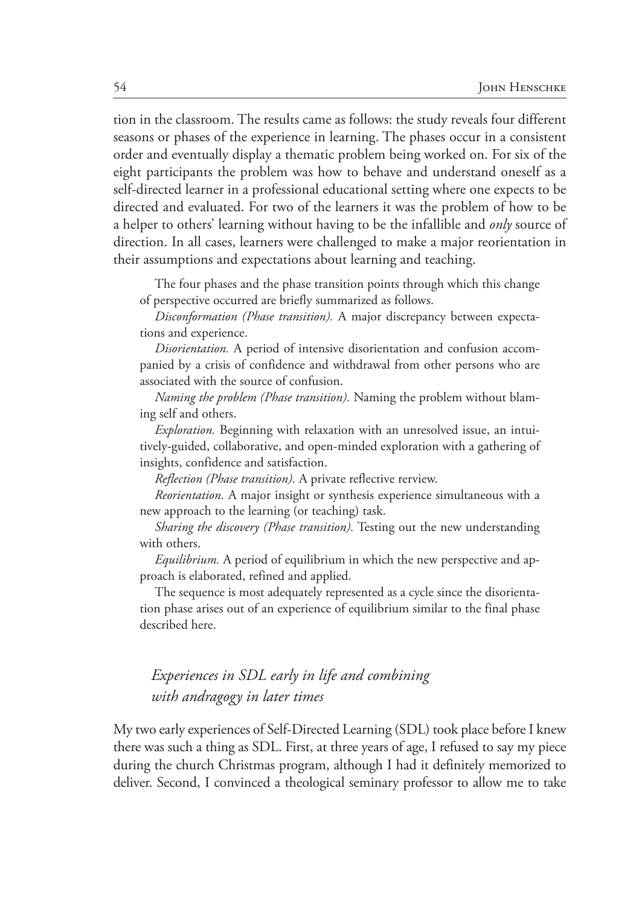tion in the classroom. The results came as follows: the study reveals four different seasons or phases of the experience in learning. The phases occur in a consistent order and eventually display a thematic problem being worked on. For six of the eight participants the problem was how to behave and understand oneself as a self-directed learner in a professional educational setting where one expects to be directed and evaluated. For two of the learners it was the problem of how to be a helper to others' learning without having to be the infallible and *only* source of direction. In all cases, learners were challenged to make a major reorientation in their assumptions and expectations about learning and teaching.

The four phases and the phase transition points through which this change of perspective occurred are briefly summarized as follows.

*Disconformation (Phase transition).* A major discrepancy between expectations and experience.

*Disorientation.* A period of intensive disorientation and confusion accompanied by a crisis of confidence and withdrawal from other persons who are associated with the source of confusion.

*Naming the problem (Phase transition).* Naming the problem without blaming self and others.

*Exploration.* Beginning with relaxation with an unresolved issue, an intuitively-guided, collaborative, and open-minded exploration with a gathering of insights, confidence and satisfaction.

*Reflection (Phase transition).* A private reflective rerview.

*Reorientation.* A major insight or synthesis experience simultaneous with a new approach to the learning (or teaching) task.

*Sharing the discovery (Phase transition).* Testing out the new understanding with others.

*Equilibrium.* A period of equilibrium in which the new perspective and approach is elaborated, refined and applied.

The sequence is most adequately represented as a cycle since the disorientation phase arises out of an experience of equilibrium similar to the final phase described here.

### *Experiences in SDL early in life and combining with andragogy in later times*

My two early experiences of Self-Directed Learning (SDL) took place before I knew there was such a thing as SDL. First, at three years of age, I refused to say my piece during the church Christmas program, although I had it definitely memorized to deliver. Second, I convinced a theological seminary professor to allow me to take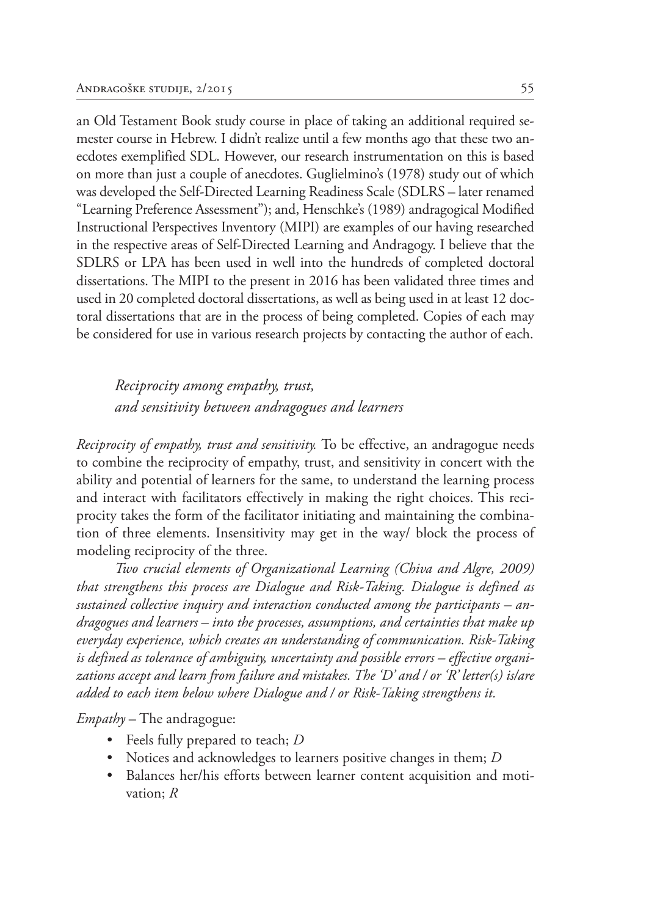an Old Testament Book study course in place of taking an additional required semester course in Hebrew. I didn't realize until a few months ago that these two anecdotes exemplified SDL. However, our research instrumentation on this is based on more than just a couple of anecdotes. Guglielmino's (1978) study out of which was developed the Self-Directed Learning Readiness Scale (SDLRS – later renamed "Learning Preference Assessment"); and, Henschke's (1989) andragogical Modified Instructional Perspectives Inventory (MIPI) are examples of our having researched in the respective areas of Self-Directed Learning and Andragogy. I believe that the SDLRS or LPA has been used in well into the hundreds of completed doctoral dissertations. The MIPI to the present in 2016 has been validated three times and used in 20 completed doctoral dissertations, as well as being used in at least 12 doctoral dissertations that are in the process of being completed. Copies of each may be considered for use in various research projects by contacting the author of each.

### *Reciprocity among empathy, trust, and sensitivity between andragogues and learners*

*Reciprocity of empathy, trust and sensitivity.* To be effective, an andragogue needs to combine the reciprocity of empathy, trust, and sensitivity in concert with the ability and potential of learners for the same, to understand the learning process and interact with facilitators effectively in making the right choices. This reciprocity takes the form of the facilitator initiating and maintaining the combination of three elements. Insensitivity may get in the way/ block the process of modeling reciprocity of the three.

*Two crucial elements of Organizational Learning (Chiva and Algre, 2009) that strengthens this process are Dialogue and Risk-Taking. Dialogue is defined as sustained collective inquiry and interaction conducted among the participants – andragogues and learners – into the processes, assumptions, and certainties that make up everyday experience, which creates an understanding of communication. Risk-Taking is defined as tolerance of ambiguity, uncertainty and possible errors – effective organizations accept and learn from failure and mistakes. The 'D' and / or 'R' letter(s) is/are added to each item below where Dialogue and / or Risk-Taking strengthens it.*

*Empathy* – The andragogue:

- Feels fully prepared to teach; *D*
- Notices and acknowledges to learners positive changes in them; *D*
- Balances her/his efforts between learner content acquisition and motivation; *R*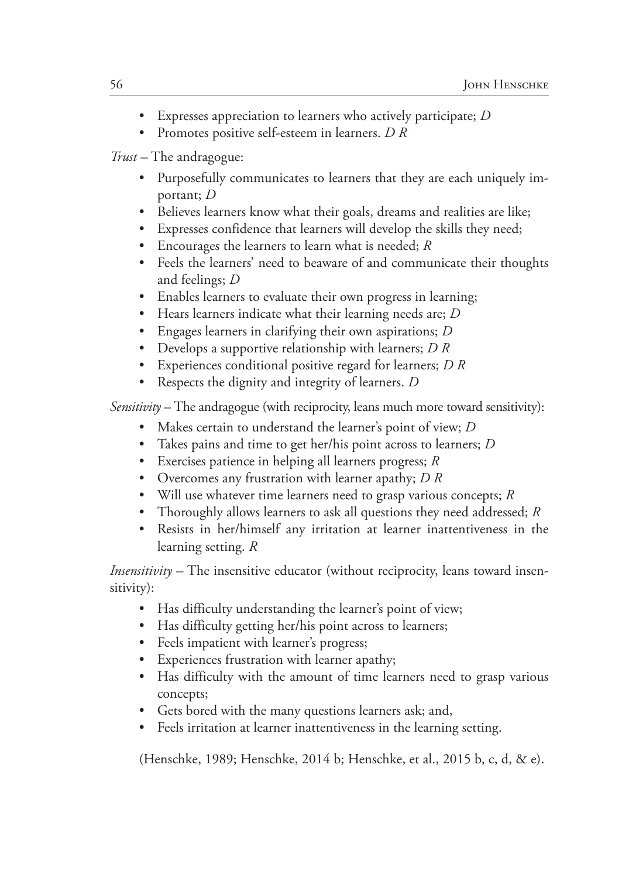- Expresses appreciation to learners who actively participate; *D*
- Promotes positive self-esteem in learners. *D R*

*Trust* – The andragogue:

- Purposefully communicates to learners that they are each uniquely important; *D*
- Believes learners know what their goals, dreams and realities are like;
- Expresses confidence that learners will develop the skills they need;
- Encourages the learners to learn what is needed; *R*
- Feels the learners' need to beaware of and communicate their thoughts and feelings; *D*
- Enables learners to evaluate their own progress in learning;
- Hears learners indicate what their learning needs are; *D*
- Engages learners in clarifying their own aspirations; *D*
- Develops a supportive relationship with learners; *D R*
- Experiences conditional positive regard for learners; *D R*
- Respects the dignity and integrity of learners. *D*

*Sensitivity* – The andragogue (with reciprocity, leans much more toward sensitivity):

- Makes certain to understand the learner's point of view; *D*
- Takes pains and time to get her/his point across to learners; *D*
- Exercises patience in helping all learners progress; *R*
- Overcomes any frustration with learner apathy; *D R*
- Will use whatever time learners need to grasp various concepts; *R*
- Thoroughly allows learners to ask all questions they need addressed; *R*
- Resists in her/himself any irritation at learner inattentiveness in the learning setting. *R*

*Insensitivity* – The insensitive educator (without reciprocity, leans toward insensitivity):

- Has difficulty understanding the learner's point of view;
- Has difficulty getting her/his point across to learners;
- Feels impatient with learner's progress;
- Experiences frustration with learner apathy;
- Has difficulty with the amount of time learners need to grasp various concepts;
- Gets bored with the many questions learners ask; and,
- Feels irritation at learner inattentiveness in the learning setting.

(Henschke, 1989; Henschke, 2014 b; Henschke, et al., 2015 b, c, d, & e).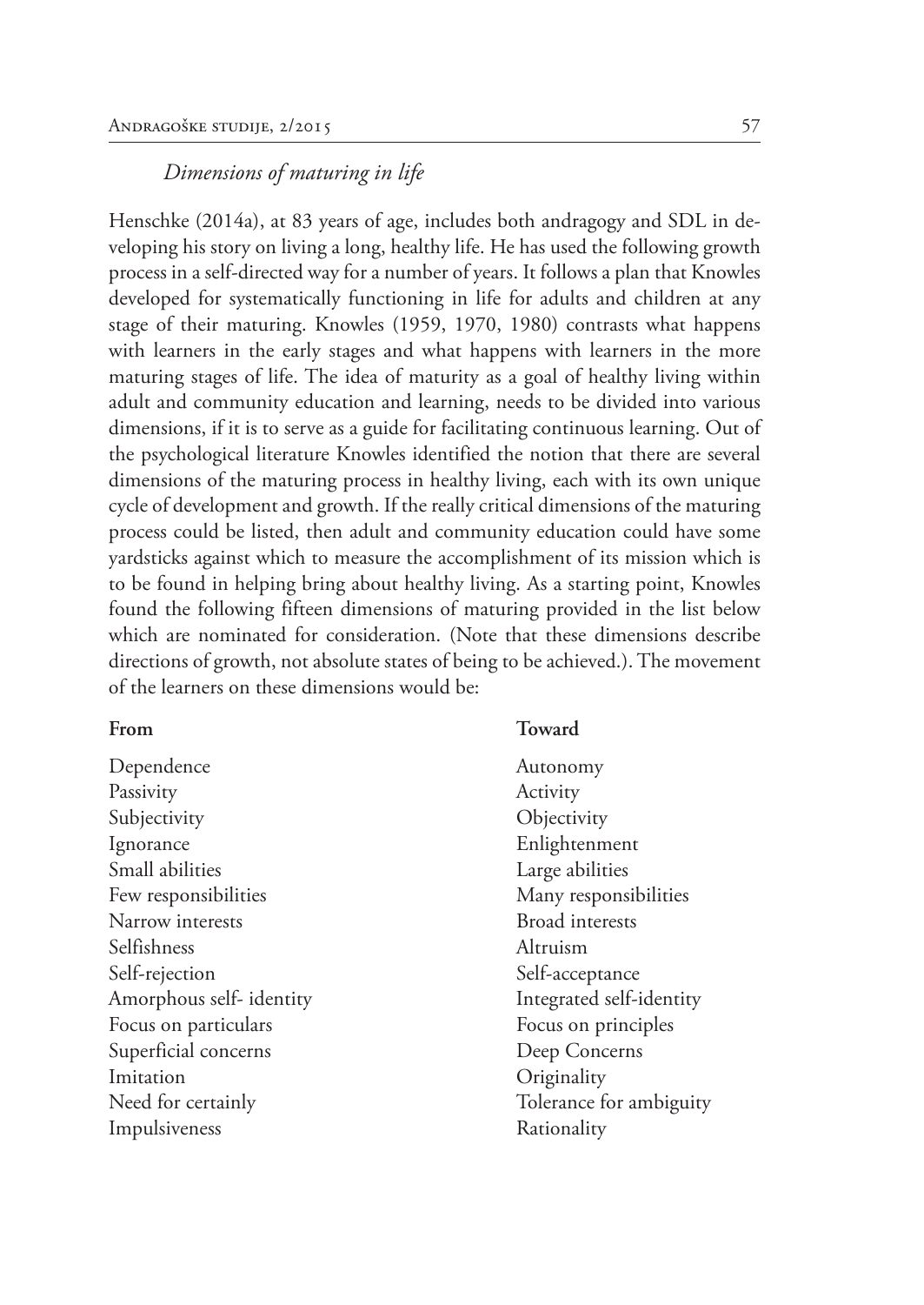*Dimensions of maturing in life*

Henschke (2014a), at 83 years of age, includes both andragogy and SDL in developing his story on living a long, healthy life. He has used the following growth process in a self-directed way for a number of years. It follows a plan that Knowles developed for systematically functioning in life for adults and children at any stage of their maturing. Knowles (1959, 1970, 1980) contrasts what happens with learners in the early stages and what happens with learners in the more maturing stages of life. The idea of maturity as a goal of healthy living within adult and community education and learning, needs to be divided into various dimensions, if it is to serve as a guide for facilitating continuous learning. Out of the psychological literature Knowles identified the notion that there are several dimensions of the maturing process in healthy living, each with its own unique cycle of development and growth. If the really critical dimensions of the maturing process could be listed, then adult and community education could have some yardsticks against which to measure the accomplishment of its mission which is to be found in helping bring about healthy living. As a starting point, Knowles found the following fifteen dimensions of maturing provided in the list below which are nominated for consideration. (Note that these dimensions describe directions of growth, not absolute states of being to be achieved.). The movement of the learners on these dimensions would be:

| **From** | **Toward** |
|---|---|
| Dependence | Autonomy |
| Passivity | Activity |
| Subjectivity | Objectivity |
| Ignorance | Enlightenment |
| Small abilities | Large abilities |
| Few responsibilities | Many responsibilities |
| Narrow interests | Broad interests |
| Selfishness | Altruism |
| Self-rejection | Self-acceptance |
| Amorphous self- identity | Integrated self-identity |
| Focus on particulars | Focus on principles |
| Superficial concerns | Deep Concerns |
| Imitation | Originality |
| Need for certainly | Tolerance for ambiguity |
| Impulsiveness | Rationality |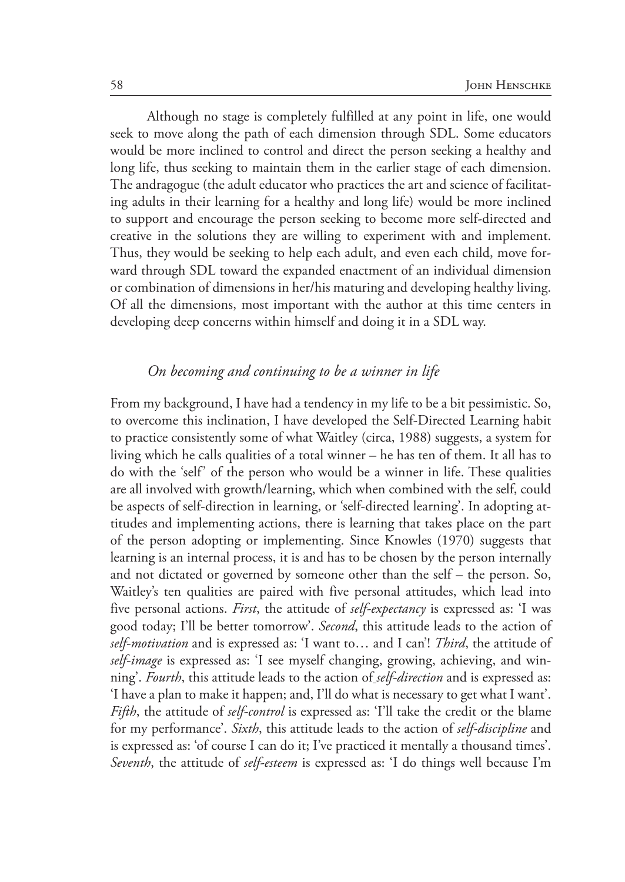Although no stage is completely fulfilled at any point in life, one would seek to move along the path of each dimension through SDL. Some educators would be more inclined to control and direct the person seeking a healthy and long life, thus seeking to maintain them in the earlier stage of each dimension. The andragogue (the adult educator who practices the art and science of facilitating adults in their learning for a healthy and long life) would be more inclined to support and encourage the person seeking to become more self-directed and creative in the solutions they are willing to experiment with and implement. Thus, they would be seeking to help each adult, and even each child, move forward through SDL toward the expanded enactment of an individual dimension or combination of dimensions in her/his maturing and developing healthy living. Of all the dimensions, most important with the author at this time centers in developing deep concerns within himself and doing it in a SDL way.

### *On becoming and continuing to be a winner in life*

From my background, I have had a tendency in my life to be a bit pessimistic. So, to overcome this inclination, I have developed the Self-Directed Learning habit to practice consistently some of what Waitley (circa, 1988) suggests, a system for living which he calls qualities of a total winner – he has ten of them. It all has to do with the 'self' of the person who would be a winner in life. These qualities are all involved with growth/learning, which when combined with the self, could be aspects of self-direction in learning, or 'self-directed learning'. In adopting attitudes and implementing actions, there is learning that takes place on the part of the person adopting or implementing. Since Knowles (1970) suggests that learning is an internal process, it is and has to be chosen by the person internally and not dictated or governed by someone other than the self – the person. So, Waitley's ten qualities are paired with five personal attitudes, which lead into five personal actions. *First*, the attitude of *self-expectancy* is expressed as: 'I was good today; I'll be better tomorrow'. *Second*, this attitude leads to the action of *self-motivation* and is expressed as: 'I want to… and I can'! *Third*, the attitude of *self-image* is expressed as: 'I see myself changing, growing, achieving, and winning'. *Fourth*, this attitude leads to the action of *self-direction* and is expressed as: 'I have a plan to make it happen; and, I'll do what is necessary to get what I want'. *Fifth*, the attitude of *self-control* is expressed as: 'I'll take the credit or the blame for my performance'. *Sixth*, this attitude leads to the action of *self-discipline* and is expressed as: 'of course I can do it; I've practiced it mentally a thousand times'. *Seventh*, the attitude of *self-esteem* is expressed as: 'I do things well because I'm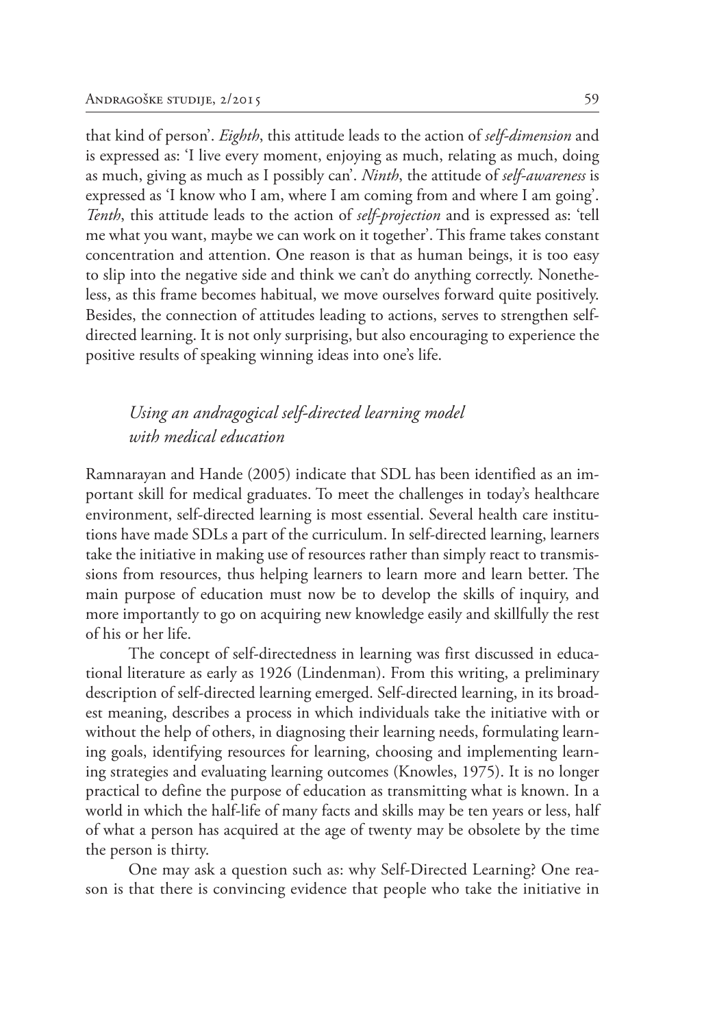that kind of person'. *Eighth*, this attitude leads to the action of *self-dimension* and is expressed as: 'I live every moment, enjoying as much, relating as much, doing as much, giving as much as I possibly can'. *Ninth*, the attitude of *self-awareness* is expressed as 'I know who I am, where I am coming from and where I am going'. *Tenth*, this attitude leads to the action of *self-projection* and is expressed as: 'tell me what you want, maybe we can work on it together'. This frame takes constant concentration and attention. One reason is that as human beings, it is too easy to slip into the negative side and think we can't do anything correctly. Nonetheless, as this frame becomes habitual, we move ourselves forward quite positively. Besides, the connection of attitudes leading to actions, serves to strengthen self-directed learning. It is not only surprising, but also encouraging to experience the positive results of speaking winning ideas into one's life.

### *Using an andragogical self-directed learning model with medical education*

Ramnarayan and Hande (2005) indicate that SDL has been identified as an important skill for medical graduates. To meet the challenges in today's healthcare environment, self-directed learning is most essential. Several health care institutions have made SDLs a part of the curriculum. In self-directed learning, learners take the initiative in making use of resources rather than simply react to transmissions from resources, thus helping learners to learn more and learn better. The main purpose of education must now be to develop the skills of inquiry, and more importantly to go on acquiring new knowledge easily and skillfully the rest of his or her life.

The concept of self-directedness in learning was first discussed in educational literature as early as 1926 (Lindenman). From this writing, a preliminary description of self-directed learning emerged. Self-directed learning, in its broadest meaning, describes a process in which individuals take the initiative with or without the help of others, in diagnosing their learning needs, formulating learning goals, identifying resources for learning, choosing and implementing learning strategies and evaluating learning outcomes (Knowles, 1975). It is no longer practical to define the purpose of education as transmitting what is known. In a world in which the half-life of many facts and skills may be ten years or less, half of what a person has acquired at the age of twenty may be obsolete by the time the person is thirty.

One may ask a question such as: why Self-Directed Learning? One reason is that there is convincing evidence that people who take the initiative in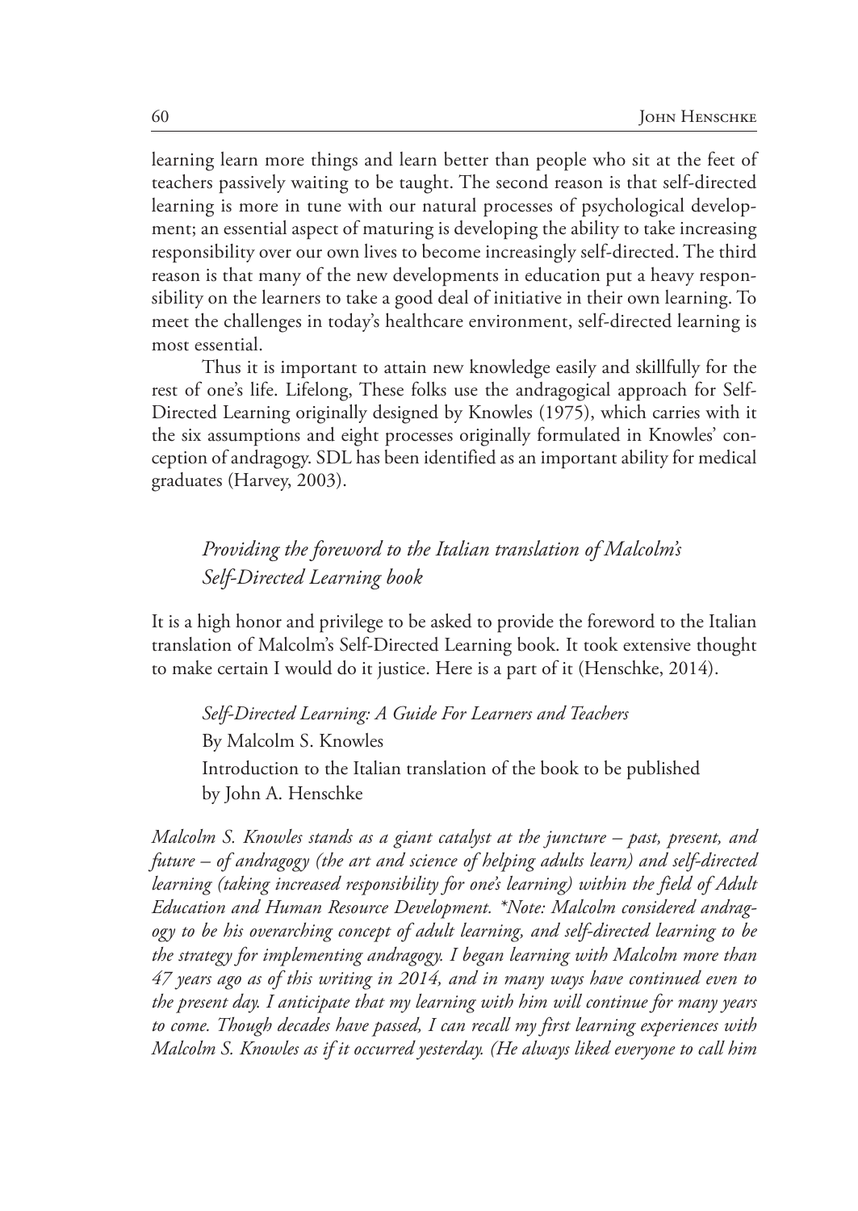learning learn more things and learn better than people who sit at the feet of teachers passively waiting to be taught. The second reason is that self-directed learning is more in tune with our natural processes of psychological development; an essential aspect of maturing is developing the ability to take increasing responsibility over our own lives to become increasingly self-directed. The third reason is that many of the new developments in education put a heavy responsibility on the learners to take a good deal of initiative in their own learning. To meet the challenges in today's healthcare environment, self-directed learning is most essential.

Thus it is important to attain new knowledge easily and skillfully for the rest of one's life. Lifelong, These folks use the andragogical approach for Self-Directed Learning originally designed by Knowles (1975), which carries with it the six assumptions and eight processes originally formulated in Knowles' conception of andragogy. SDL has been identified as an important ability for medical graduates (Harvey, 2003).

### *Providing the foreword to the Italian translation of Malcolm's Self-Directed Learning book*

It is a high honor and privilege to be asked to provide the foreword to the Italian translation of Malcolm's Self-Directed Learning book. It took extensive thought to make certain I would do it justice. Here is a part of it (Henschke, 2014).

*Self-Directed Learning: A Guide For Learners and Teachers*
By Malcolm S. Knowles
Introduction to the Italian translation of the book to be published by John A. Henschke

*Malcolm S. Knowles stands as a giant catalyst at the juncture – past, present, and future – of andragogy (the art and science of helping adults learn) and self-directed learning (taking increased responsibility for one's learning) within the field of Adult Education and Human Resource Development. *Note: Malcolm considered andragogy to be his overarching concept of adult learning, and self-directed learning to be the strategy for implementing andragogy. I began learning with Malcolm more than 47 years ago as of this writing in 2014, and in many ways have continued even to the present day. I anticipate that my learning with him will continue for many years to come. Though decades have passed, I can recall my first learning experiences with Malcolm S. Knowles as if it occurred yesterday. (He always liked everyone to call him*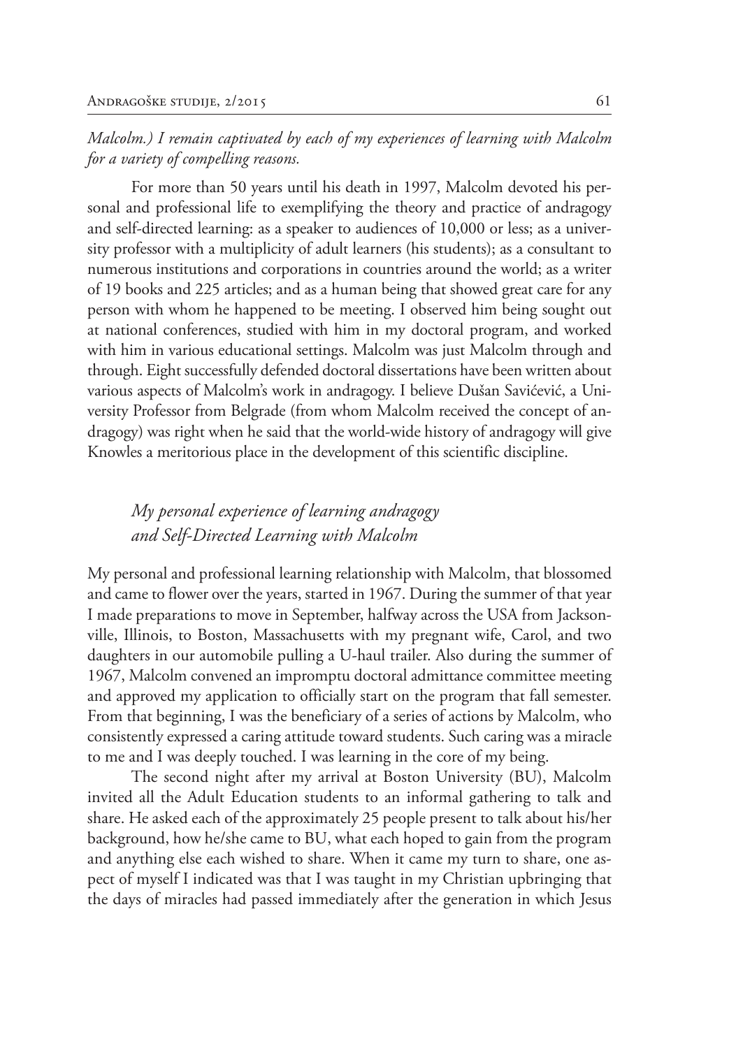*Malcolm.) I remain captivated by each of my experiences of learning with Malcolm for a variety of compelling reasons.*

For more than 50 years until his death in 1997, Malcolm devoted his personal and professional life to exemplifying the theory and practice of andragogy and self-directed learning: as a speaker to audiences of 10,000 or less; as a university professor with a multiplicity of adult learners (his students); as a consultant to numerous institutions and corporations in countries around the world; as a writer of 19 books and 225 articles; and as a human being that showed great care for any person with whom he happened to be meeting. I observed him being sought out at national conferences, studied with him in my doctoral program, and worked with him in various educational settings. Malcolm was just Malcolm through and through. Eight successfully defended doctoral dissertations have been written about various aspects of Malcolm's work in andragogy. I believe Dušan Savićević, a University Professor from Belgrade (from whom Malcolm received the concept of andragogy) was right when he said that the world-wide history of andragogy will give Knowles a meritorious place in the development of this scientific discipline.

## *My personal experience of learning andragogy and Self-Directed Learning with Malcolm*

My personal and professional learning relationship with Malcolm, that blossomed and came to flower over the years, started in 1967. During the summer of that year I made preparations to move in September, halfway across the USA from Jacksonville, Illinois, to Boston, Massachusetts with my pregnant wife, Carol, and two daughters in our automobile pulling a U-haul trailer. Also during the summer of 1967, Malcolm convened an impromptu doctoral admittance committee meeting and approved my application to officially start on the program that fall semester. From that beginning, I was the beneficiary of a series of actions by Malcolm, who consistently expressed a caring attitude toward students. Such caring was a miracle to me and I was deeply touched. I was learning in the core of my being.

The second night after my arrival at Boston University (BU), Malcolm invited all the Adult Education students to an informal gathering to talk and share. He asked each of the approximately 25 people present to talk about his/her background, how he/she came to BU, what each hoped to gain from the program and anything else each wished to share. When it came my turn to share, one aspect of myself I indicated was that I was taught in my Christian upbringing that the days of miracles had passed immediately after the generation in which Jesus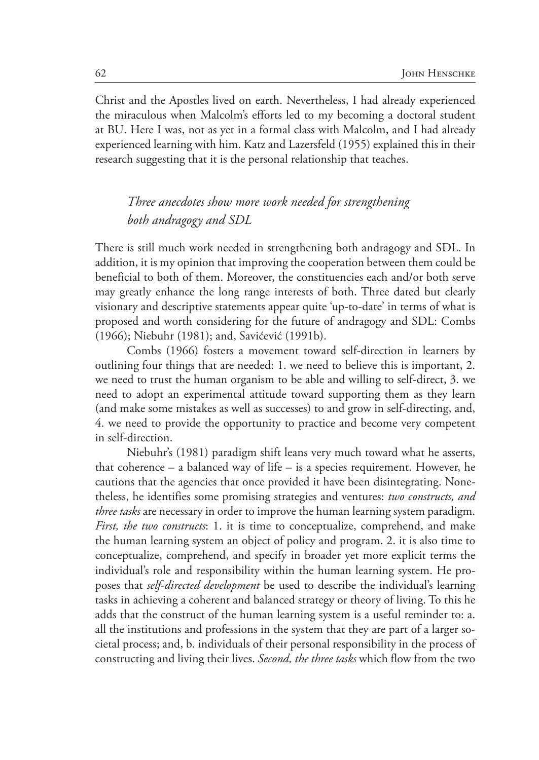Christ and the Apostles lived on earth. Nevertheless, I had already experienced the miraculous when Malcolm's efforts led to my becoming a doctoral student at BU. Here I was, not as yet in a formal class with Malcolm, and I had already experienced learning with him. Katz and Lazersfeld (1955) explained this in their research suggesting that it is the personal relationship that teaches.

### *Three anecdotes show more work needed for strengthening both andragogy and SDL*

There is still much work needed in strengthening both andragogy and SDL. In addition, it is my opinion that improving the cooperation between them could be beneficial to both of them. Moreover, the constituencies each and/or both serve may greatly enhance the long range interests of both. Three dated but clearly visionary and descriptive statements appear quite 'up-to-date' in terms of what is proposed and worth considering for the future of andragogy and SDL: Combs (1966); Niebuhr (1981); and, Savićević (1991b).

Combs (1966) fosters a movement toward self-direction in learners by outlining four things that are needed: 1. we need to believe this is important, 2. we need to trust the human organism to be able and willing to self-direct, 3. we need to adopt an experimental attitude toward supporting them as they learn (and make some mistakes as well as successes) to and grow in self-directing, and, 4. we need to provide the opportunity to practice and become very competent in self-direction.

Niebuhr's (1981) paradigm shift leans very much toward what he asserts, that coherence – a balanced way of life – is a species requirement. However, he cautions that the agencies that once provided it have been disintegrating. Nonetheless, he identifies some promising strategies and ventures: *two constructs, and three tasks* are necessary in order to improve the human learning system paradigm. *First, the two constructs*: 1. it is time to conceptualize, comprehend, and make the human learning system an object of policy and program. 2. it is also time to conceptualize, comprehend, and specify in broader yet more explicit terms the individual's role and responsibility within the human learning system. He proposes that *self-directed development* be used to describe the individual's learning tasks in achieving a coherent and balanced strategy or theory of living. To this he adds that the construct of the human learning system is a useful reminder to: a. all the institutions and professions in the system that they are part of a larger societal process; and, b. individuals of their personal responsibility in the process of constructing and living their lives. *Second, the three tasks* which flow from the two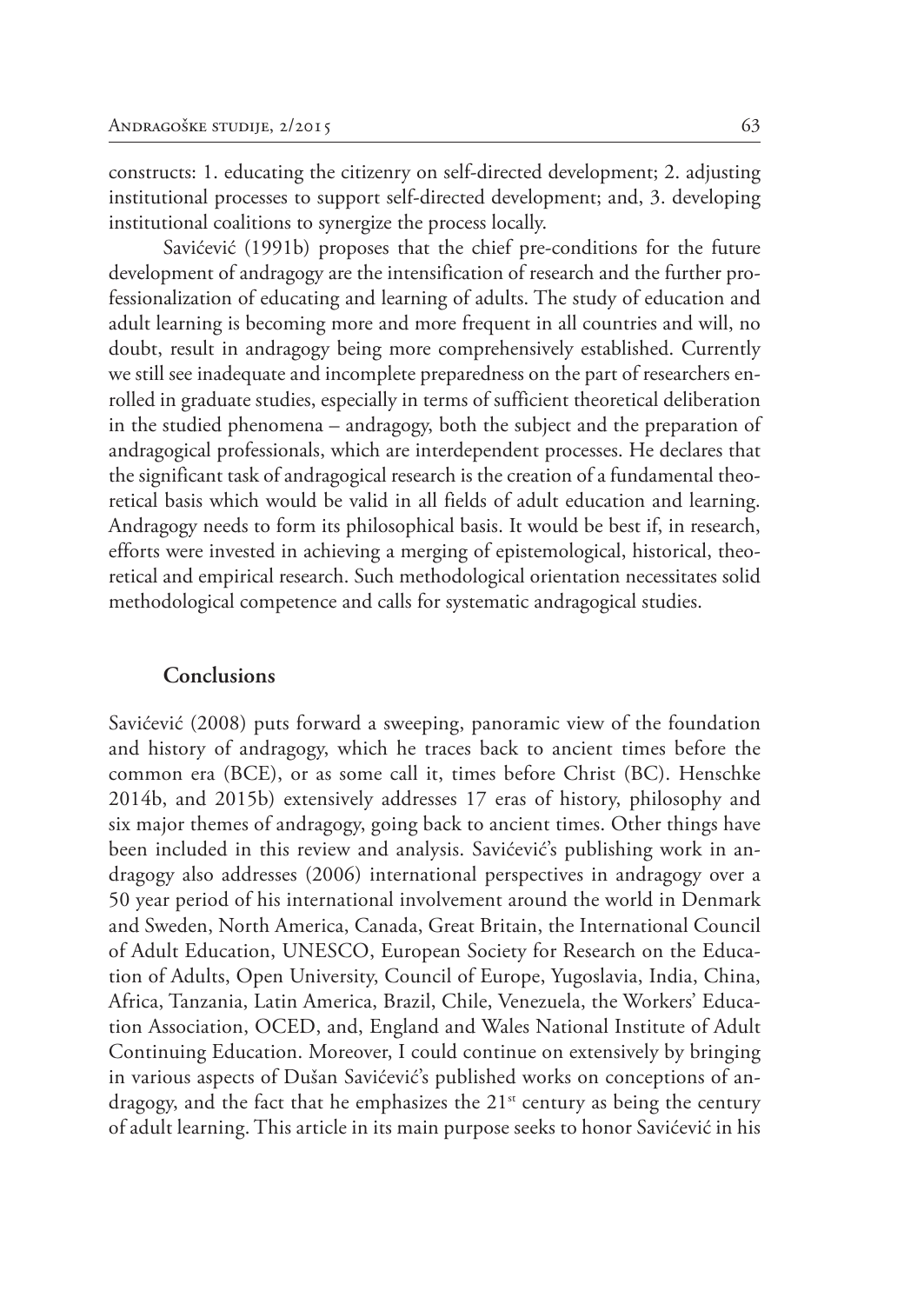constructs: 1. educating the citizenry on self-directed development; 2. adjusting institutional processes to support self-directed development; and, 3. developing institutional coalitions to synergize the process locally.

Savićević (1991b) proposes that the chief pre-conditions for the future development of andragogy are the intensification of research and the further professionalization of educating and learning of adults. The study of education and adult learning is becoming more and more frequent in all countries and will, no doubt, result in andragogy being more comprehensively established. Currently we still see inadequate and incomplete preparedness on the part of researchers enrolled in graduate studies, especially in terms of sufficient theoretical deliberation in the studied phenomena – andragogy, both the subject and the preparation of andragogical professionals, which are interdependent processes. He declares that the significant task of andragogical research is the creation of a fundamental theoretical basis which would be valid in all fields of adult education and learning. Andragogy needs to form its philosophical basis. It would be best if, in research, efforts were invested in achieving a merging of epistemological, historical, theoretical and empirical research. Such methodological orientation necessitates solid methodological competence and calls for systematic andragogical studies.

## Conclusions

Savićević (2008) puts forward a sweeping, panoramic view of the foundation and history of andragogy, which he traces back to ancient times before the common era (BCE), or as some call it, times before Christ (BC). Henschke 2014b, and 2015b) extensively addresses 17 eras of history, philosophy and six major themes of andragogy, going back to ancient times. Other things have been included in this review and analysis. Savićević's publishing work in andragogy also addresses (2006) international perspectives in andragogy over a 50 year period of his international involvement around the world in Denmark and Sweden, North America, Canada, Great Britain, the International Council of Adult Education, UNESCO, European Society for Research on the Education of Adults, Open University, Council of Europe, Yugoslavia, India, China, Africa, Tanzania, Latin America, Brazil, Chile, Venezuela, the Workers' Education Association, OCED, and, England and Wales National Institute of Adult Continuing Education. Moreover, I could continue on extensively by bringing in various aspects of Dušan Savićević's published works on conceptions of andragogy, and the fact that he emphasizes the 21st century as being the century of adult learning. This article in its main purpose seeks to honor Savićević in his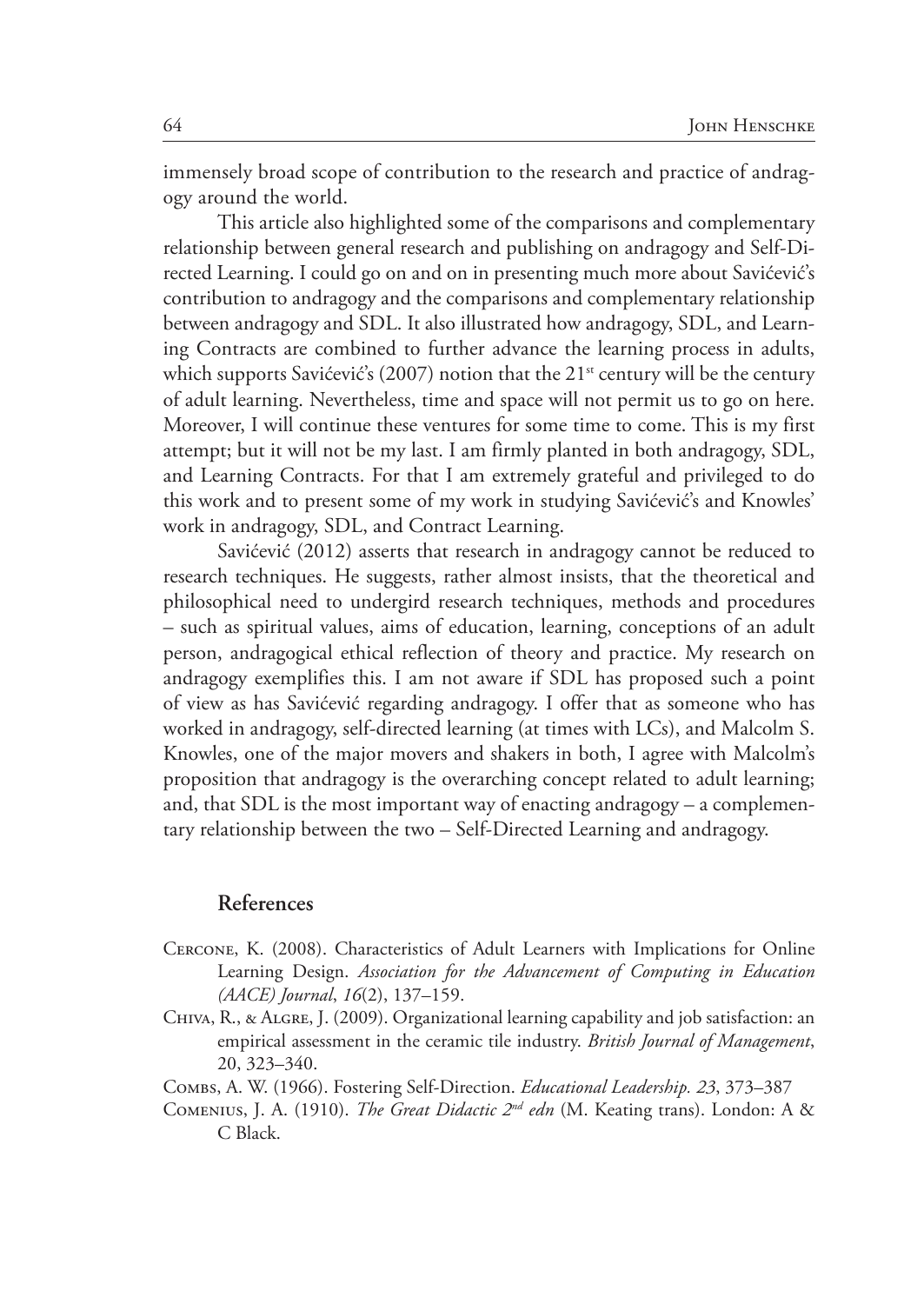immensely broad scope of contribution to the research and practice of andragogy around the world.

This article also highlighted some of the comparisons and complementary relationship between general research and publishing on andragogy and Self-Directed Learning. I could go on and on in presenting much more about Savićević's contribution to andragogy and the comparisons and complementary relationship between andragogy and SDL. It also illustrated how andragogy, SDL, and Learning Contracts are combined to further advance the learning process in adults, which supports Savićević's (2007) notion that the 21st century will be the century of adult learning. Nevertheless, time and space will not permit us to go on here. Moreover, I will continue these ventures for some time to come. This is my first attempt; but it will not be my last. I am firmly planted in both andragogy, SDL, and Learning Contracts. For that I am extremely grateful and privileged to do this work and to present some of my work in studying Savićević's and Knowles' work in andragogy, SDL, and Contract Learning.

Savićević (2012) asserts that research in andragogy cannot be reduced to research techniques. He suggests, rather almost insists, that the theoretical and philosophical need to undergird research techniques, methods and procedures – such as spiritual values, aims of education, learning, conceptions of an adult person, andragogical ethical reflection of theory and practice. My research on andragogy exemplifies this. I am not aware if SDL has proposed such a point of view as has Savićević regarding andragogy. I offer that as someone who has worked in andragogy, self-directed learning (at times with LCs), and Malcolm S. Knowles, one of the major movers and shakers in both, I agree with Malcolm's proposition that andragogy is the overarching concept related to adult learning; and, that SDL is the most important way of enacting andragogy – a complementary relationship between the two – Self-Directed Learning and andragogy.

## References

Cercone, K. (2008). Characteristics of Adult Learners with Implications for Online Learning Design. *Association for the Advancement of Computing in Education (AACE) Journal*, *16*(2), 137–159.

Chiva, R., & Algre, J. (2009). Organizational learning capability and job satisfaction: an empirical assessment in the ceramic tile industry. *British Journal of Management*, 20, 323–340.

Combs, A. W. (1966). Fostering Self-Direction. *Educational Leadership. 23*, 373–387

Comenius, J. A. (1910). *The Great Didactic 2nd edn* (M. Keating trans). London: A & C Black.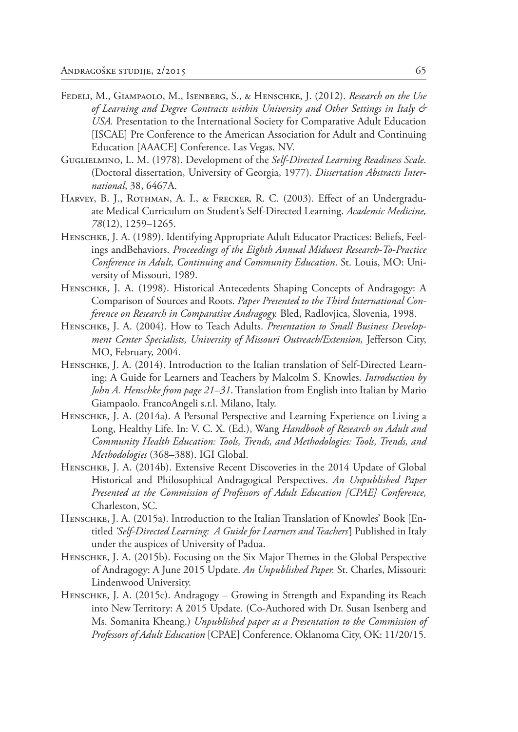Fedeli, M., Giampaolo, M., Isenberg, S., & Henschke, J. (2012). *Research on the Use of Learning and Degree Contracts within University and Other Settings in Italy & USA.* Presentation to the International Society for Comparative Adult Education [ISCAE] Pre Conference to the American Association for Adult and Continuing Education [AAACE] Conference. Las Vegas, NV.

Guglielmino, L. M. (1978). Development of the *Self-Directed Learning Readiness Scale*. (Doctoral dissertation, University of Georgia, 1977). *Dissertation Abstracts International*, 38, 6467A.

Harvey, B. J., Rothman, A. I., & Frecker, R. C. (2003). Effect of an Undergraduate Medical Curriculum on Student's Self-Directed Learning. *Academic Medicine, 78*(12), 1259–1265.

Henschke, J. A. (1989). Identifying Appropriate Adult Educator Practices: Beliefs, Feelings andBehaviors. *Proceedings of the Eighth Annual Midwest Research-To-Practice Conference in Adult, Continuing and Community Education*. St. Louis, MO: University of Missouri, 1989.

Henschke, J. A. (1998). Historical Antecedents Shaping Concepts of Andragogy: A Comparison of Sources and Roots. *Paper Presented to the Third International Conference on Research in Comparative Andragogy.* Bled, Radlovjica, Slovenia, 1998.

Henschke, J. A. (2004). How to Teach Adults. *Presentation to Small Business Development Center Specialists, University of Missouri Outreach/Extension,* Jefferson City, MO, February, 2004.

Henschke, J. A. (2014). Introduction to the Italian translation of Self-Directed Learning: A Guide for Learners and Teachers by Malcolm S. Knowles. *Introduction by John A. Henschke from page 21–31*. Translation from English into Italian by Mario Giampaolo. FrancoAngeli s.r.l. Milano, Italy.

Henschke, J. A. (2014a). A Personal Perspective and Learning Experience on Living a Long, Healthy Life. In: V. C. X. (Ed.), Wang *Handbook of Research on Adult and Community Health Education: Tools, Trends, and Methodologies: Tools, Trends, and Methodologies* (368–388). IGI Global.

Henschke, J. A. (2014b). Extensive Recent Discoveries in the 2014 Update of Global Historical and Philosophical Andragogical Perspectives. *An Unpublished Paper Presented at the Commission of Professors of Adult Education [CPAE] Conference,* Charleston, SC.

Henschke, J. A. (2015a). Introduction to the Italian Translation of Knowles' Book [Entitled *'Self-Directed Learning: A Guide for Learners and Teachers'*] Published in Italy under the auspices of University of Padua.

Henschke, J. A. (2015b). Focusing on the Six Major Themes in the Global Perspective of Andragogy: A June 2015 Update. *An Unpublished Paper.* St. Charles, Missouri: Lindenwood University.

Henschke, J. A. (2015c). Andragogy – Growing in Strength and Expanding its Reach into New Territory: A 2015 Update. (Co-Authored with Dr. Susan Isenberg and Ms. Somanita Kheang.) *Unpublished paper as a Presentation to the Commission of Professors of Adult Education* [CPAE] Conference. Oklanoma City, OK: 11/20/15.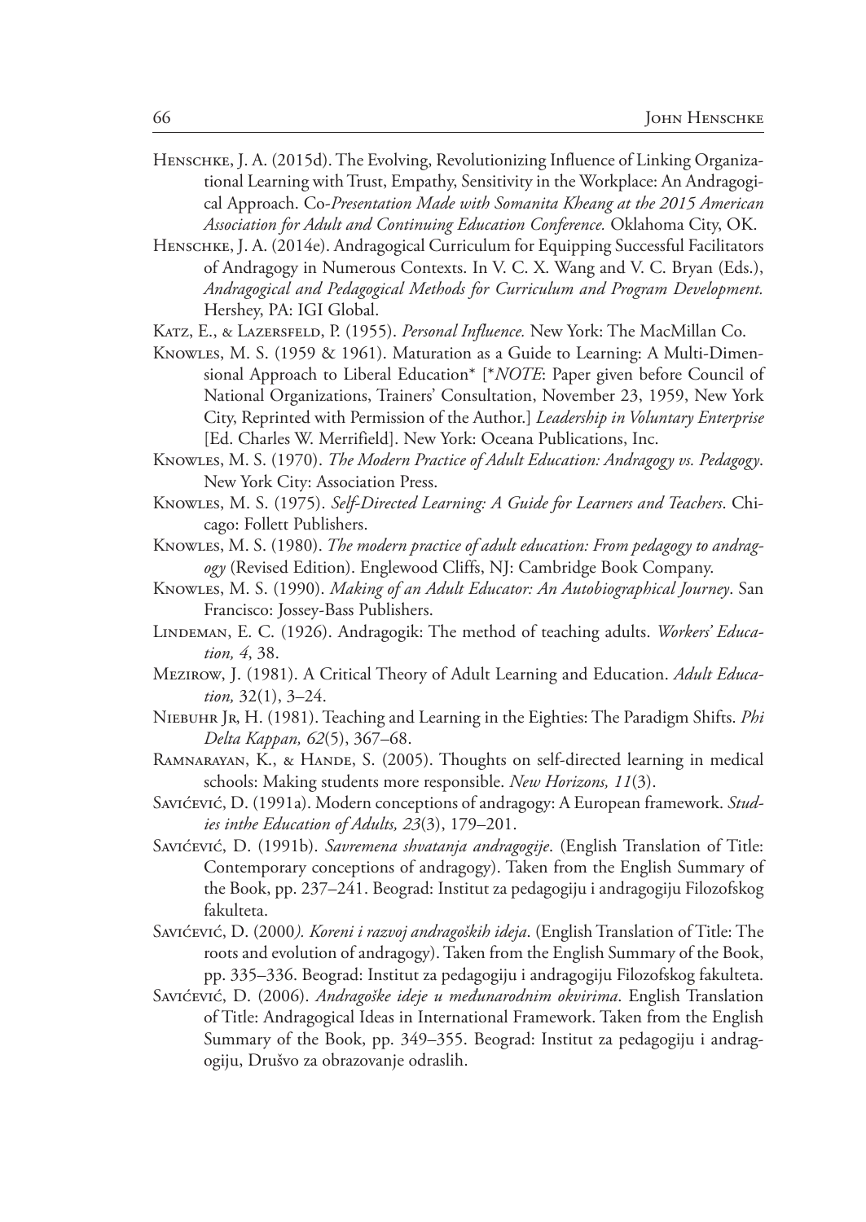Henschke, J. A. (2015d). The Evolving, Revolutionizing Influence of Linking Organizational Learning with Trust, Empathy, Sensitivity in the Workplace: An Andragogical Approach. Co-*Presentation Made with Somanita Kheang at the 2015 American Association for Adult and Continuing Education Conference.* Oklahoma City, OK.

Henschke, J. A. (2014e). Andragogical Curriculum for Equipping Successful Facilitators of Andragogy in Numerous Contexts. In V. C. X. Wang and V. C. Bryan (Eds.), *Andragogical and Pedagogical Methods for Curriculum and Program Development.* Hershey, PA: IGI Global.

Katz, E., & Lazersfeld, P. (1955). *Personal Influence.* New York: The MacMillan Co.

Knowles, M. S. (1959 & 1961). Maturation as a Guide to Learning: A Multi-Dimensional Approach to Liberal Education* [**NOTE*: Paper given before Council of National Organizations, Trainers' Consultation, November 23, 1959, New York City, Reprinted with Permission of the Author.] *Leadership in Voluntary Enterprise* [Ed. Charles W. Merrifield]. New York: Oceana Publications, Inc.

Knowles, M. S. (1970). *The Modern Practice of Adult Education: Andragogy vs. Pedagogy*. New York City: Association Press.

Knowles, M. S. (1975). *Self-Directed Learning: A Guide for Learners and Teachers*. Chicago: Follett Publishers.

Knowles, M. S. (1980). *The modern practice of adult education: From pedagogy to andragogy* (Revised Edition). Englewood Cliffs, NJ: Cambridge Book Company.

Knowles, M. S. (1990). *Making of an Adult Educator: An Autobiographical Journey*. San Francisco: Jossey-Bass Publishers.

Lindeman, E. C. (1926). Andragogik: The method of teaching adults. *Workers' Education, 4*, 38.

Mezirow, J. (1981). A Critical Theory of Adult Learning and Education. *Adult Education,* 32(1), 3–24.

Niebuhr Jr, H. (1981). Teaching and Learning in the Eighties: The Paradigm Shifts. *Phi Delta Kappan, 62*(5), 367–68.

Ramnarayan, K., & Hande, S. (2005). Thoughts on self-directed learning in medical schools: Making students more responsible. *New Horizons, 11*(3).

Savićević, D. (1991a). Modern conceptions of andragogy: A European framework. *Studies inthe Education of Adults, 23*(3), 179–201.

Savićević, D. (1991b). *Savremena shvatanja andragogije*. (English Translation of Title: Contemporary conceptions of andragogy). Taken from the English Summary of the Book, pp. 237–241. Beograd: Institut za pedagogiju i andragogiju Filozofskog fakulteta.

Savićević, D. (2000*). Koreni i razvoj andragoških ideja*. (English Translation of Title: The roots and evolution of andragogy). Taken from the English Summary of the Book, pp. 335–336. Beograd: Institut za pedagogiju i andragogiju Filozofskog fakulteta.

Savićević, D. (2006). *Andragoške ideje u međunarodnim okvirima*. English Translation of Title: Andragogical Ideas in International Framework. Taken from the English Summary of the Book, pp. 349–355. Beograd: Institut za pedagogiju i andragogiju, Društvo za obrazovanje odraslih.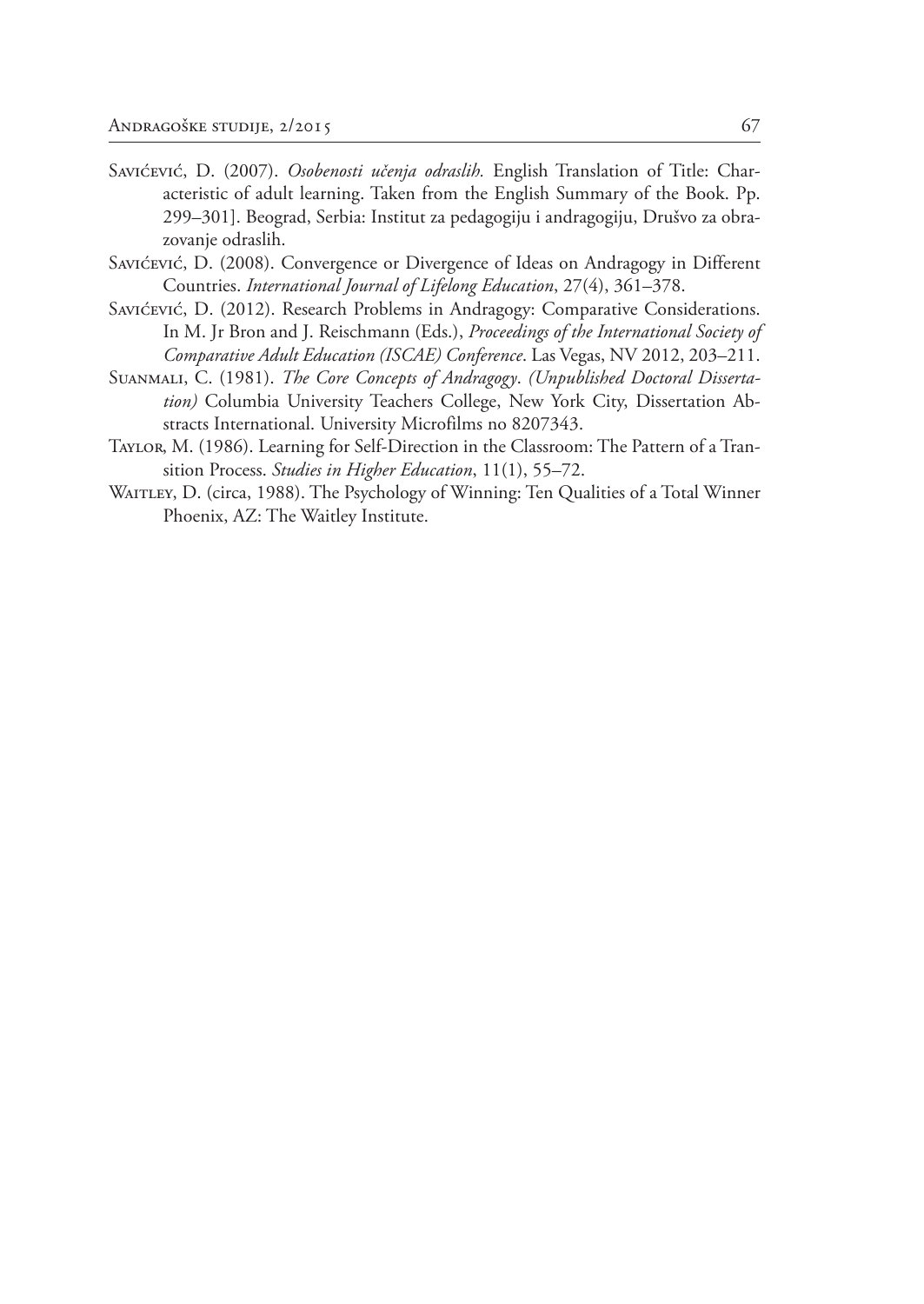Savićević, D. (2007). *Osobenosti učenja odraslih.* English Translation of Title: Characteristic of adult learning. Taken from the English Summary of the Book. Pp. 299–301]. Beograd, Serbia: Institut za pedagogiju i andragogiju, Drušvo za obrazovanje odraslih.

Savićević, D. (2008). Convergence or Divergence of Ideas on Andragogy in Different Countries. *International Journal of Lifelong Education*, 27(4), 361–378.

Savićević, D. (2012). Research Problems in Andragogy: Comparative Considerations. In M. Jr Bron and J. Reischmann (Eds.), *Proceedings of the International Society of Comparative Adult Education (ISCAE) Conference*. Las Vegas, NV 2012, 203–211.

Suanmali, C. (1981). *The Core Concepts of Andragogy*. *(Unpublished Doctoral Dissertation)* Columbia University Teachers College, New York City, Dissertation Abstracts International. University Microfilms no 8207343.

Taylor, M. (1986). Learning for Self-Direction in the Classroom: The Pattern of a Transition Process. *Studies in Higher Education*, 11(1), 55–72.

Waitley, D. (circa, 1988). The Psychology of Winning: Ten Qualities of a Total Winner Phoenix, AZ: The Waitley Institute.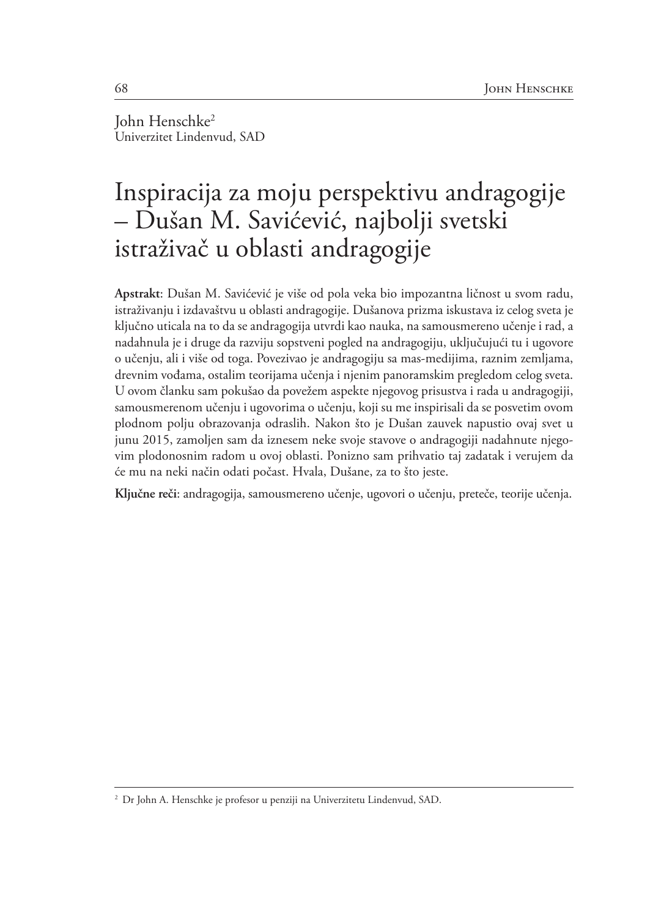John Henschke[2]
Univerzitet Lindenvud, SAD

# Inspiracija za moju perspektivu andragogije – Dušan M. Savićević, najbolji svetski istraživač u oblasti andragogije

**Apstrakt**: Dušan M. Savićević je više od pola veka bio impozantna ličnost u svom radu, istraživanju i izdavaštvu u oblasti andragogije. Dušanova prizma iskustava iz celog sveta je ključno uticala na to da se andragogija utvrdi kao nauka, na samousmereno učenje i rad, a nadahnula je i druge da razviju sopstveni pogled na andragogiju, uključujući tu i ugovore o učenju, ali i više od toga. Povezivao je andragogiju sa mas-medijima, raznim zemljama, drevnim vođama, ostalim teorijama učenja i njenim panoramskim pregledom celog sveta. U ovom članku sam pokušao da povežem aspekte njegovog prisustva i rada u andragogiji, samousmerenom učenju i ugovorima o učenju, koji su me inspirisali da se posvetim ovom plodnom polju obrazovanja odraslih. Nakon što je Dušan zauvek napustio ovaj svet u junu 2015, zamoljen sam da iznesem neke svoje stavove o andragogiji nadahnute njegovim plodonosnim radom u ovoj oblasti. Ponizno sam prihvatio taj zadatak i verujem da će mu na neki način odati počast. Hvala, Dušane, za to što jeste.

**Ključne reči**: andragogija, samousmereno učenje, ugovori o učenju, preteče, teorije učenja.

---

[2] Dr John A. Henschke je profesor u penziji na Univerzitetu Lindenvud, SAD.